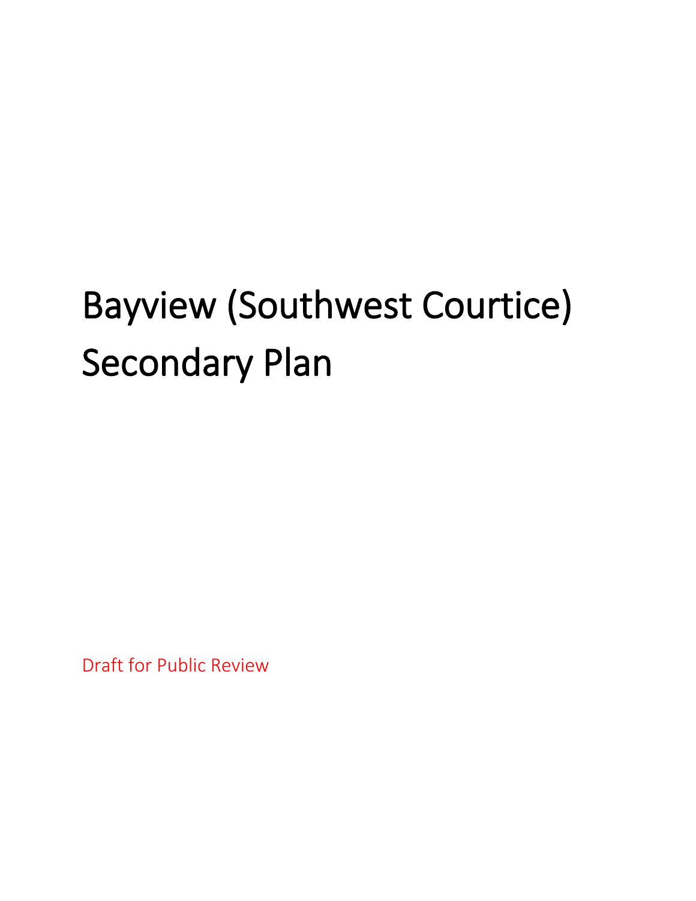# Bayview (Southwest Courtice) Secondary Plan

Draft for Public Review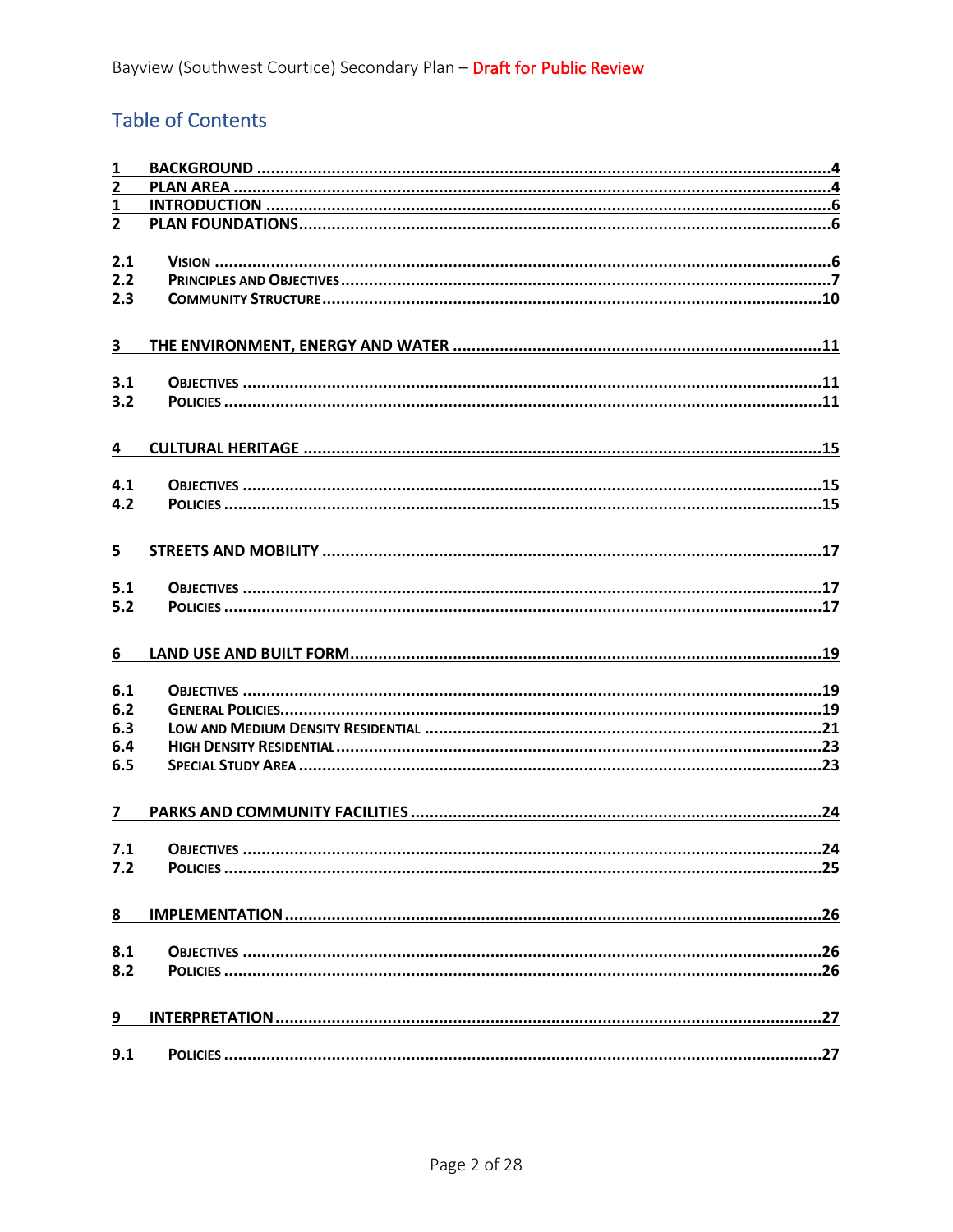## Table of Contents

| | | |
|---|---|---|
| 1 | BACKGROUND | 4 |
| 2 | PLAN AREA | 4 |
| 1 | INTRODUCTION | 6 |
| 2 | PLAN FOUNDATIONS | 6 |
| 2.1 | VISION | 6 |
| 2.2 | PRINCIPLES AND OBJECTIVES | 7 |
| 2.3 | COMMUNITY STRUCTURE | 10 |
| 3 | THE ENVIRONMENT, ENERGY AND WATER | 11 |
| 3.1 | OBJECTIVES | 11 |
| 3.2 | POLICIES | 11 |
| 4 | CULTURAL HERITAGE | 15 |
| 4.1 | OBJECTIVES | 15 |
| 4.2 | POLICIES | 15 |
| 5 | STREETS AND MOBILITY | 17 |
| 5.1 | OBJECTIVES | 17 |
| 5.2 | POLICIES | 17 |
| 6 | LAND USE AND BUILT FORM | 19 |
| 6.1 | OBJECTIVES | 19 |
| 6.2 | GENERAL POLICIES | 19 |
| 6.3 | LOW AND MEDIUM DENSITY RESIDENTIAL | 21 |
| 6.4 | HIGH DENSITY RESIDENTIAL | 23 |
| 6.5 | SPECIAL STUDY AREA | 23 |
| 7 | PARKS AND COMMUNITY FACILITIES | 24 |
| 7.1 | OBJECTIVES | 24 |
| 7.2 | POLICIES | 25 |
| 8 | IMPLEMENTATION | 26 |
| 8.1 | OBJECTIVES | 26 |
| 8.2 | POLICIES | 26 |
| 9 | INTERPRETATION | 27 |
| 9.1 | POLICIES | 27 |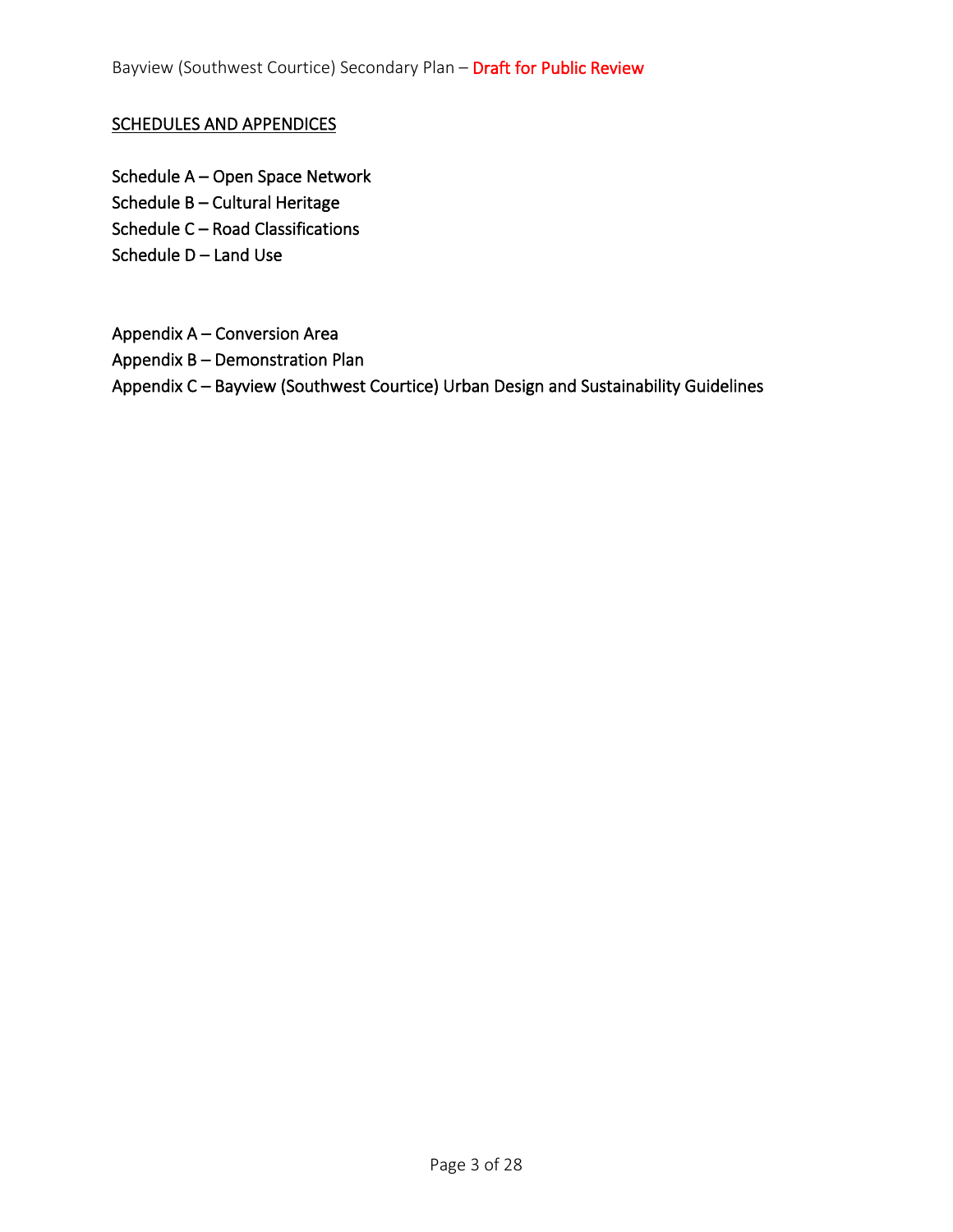## SCHEDULES AND APPENDICES

Schedule A – Open Space Network
Schedule B – Cultural Heritage
Schedule C – Road Classifications
Schedule D – Land Use

Appendix A – Conversion Area
Appendix B – Demonstration Plan
Appendix C – Bayview (Southwest Courtice) Urban Design and Sustainability Guidelines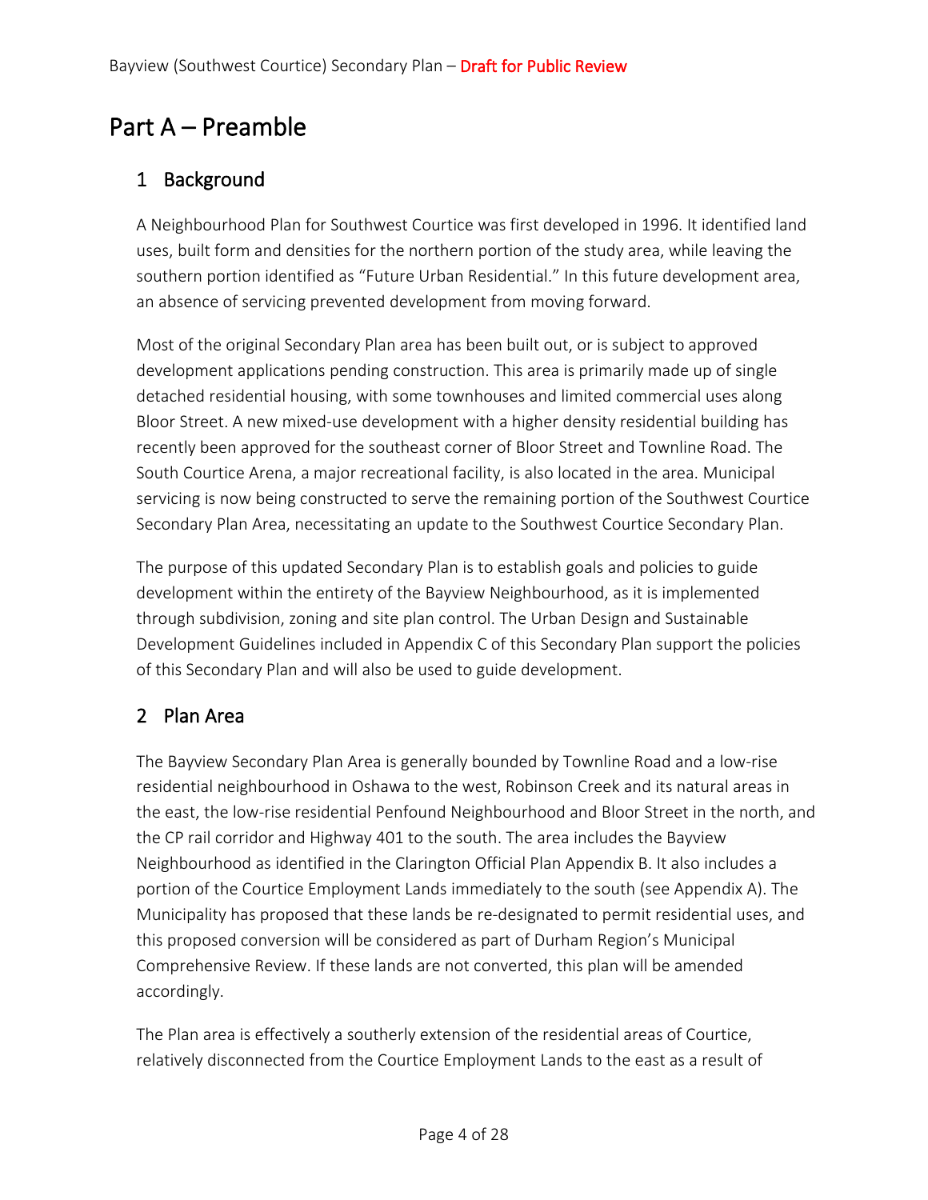# Part A – Preamble

## 1 Background

A Neighbourhood Plan for Southwest Courtice was first developed in 1996. It identified land uses, built form and densities for the northern portion of the study area, while leaving the southern portion identified as "Future Urban Residential." In this future development area, an absence of servicing prevented development from moving forward.

Most of the original Secondary Plan area has been built out, or is subject to approved development applications pending construction. This area is primarily made up of single detached residential housing, with some townhouses and limited commercial uses along Bloor Street. A new mixed-use development with a higher density residential building has recently been approved for the southeast corner of Bloor Street and Townline Road. The South Courtice Arena, a major recreational facility, is also located in the area. Municipal servicing is now being constructed to serve the remaining portion of the Southwest Courtice Secondary Plan Area, necessitating an update to the Southwest Courtice Secondary Plan.

The purpose of this updated Secondary Plan is to establish goals and policies to guide development within the entirety of the Bayview Neighbourhood, as it is implemented through subdivision, zoning and site plan control. The Urban Design and Sustainable Development Guidelines included in Appendix C of this Secondary Plan support the policies of this Secondary Plan and will also be used to guide development.

## 2 Plan Area

The Bayview Secondary Plan Area is generally bounded by Townline Road and a low-rise residential neighbourhood in Oshawa to the west, Robinson Creek and its natural areas in the east, the low-rise residential Penfound Neighbourhood and Bloor Street in the north, and the CP rail corridor and Highway 401 to the south. The area includes the Bayview Neighbourhood as identified in the Clarington Official Plan Appendix B. It also includes a portion of the Courtice Employment Lands immediately to the south (see Appendix A). The Municipality has proposed that these lands be re-designated to permit residential uses, and this proposed conversion will be considered as part of Durham Region's Municipal Comprehensive Review. If these lands are not converted, this plan will be amended accordingly.

The Plan area is effectively a southerly extension of the residential areas of Courtice, relatively disconnected from the Courtice Employment Lands to the east as a result of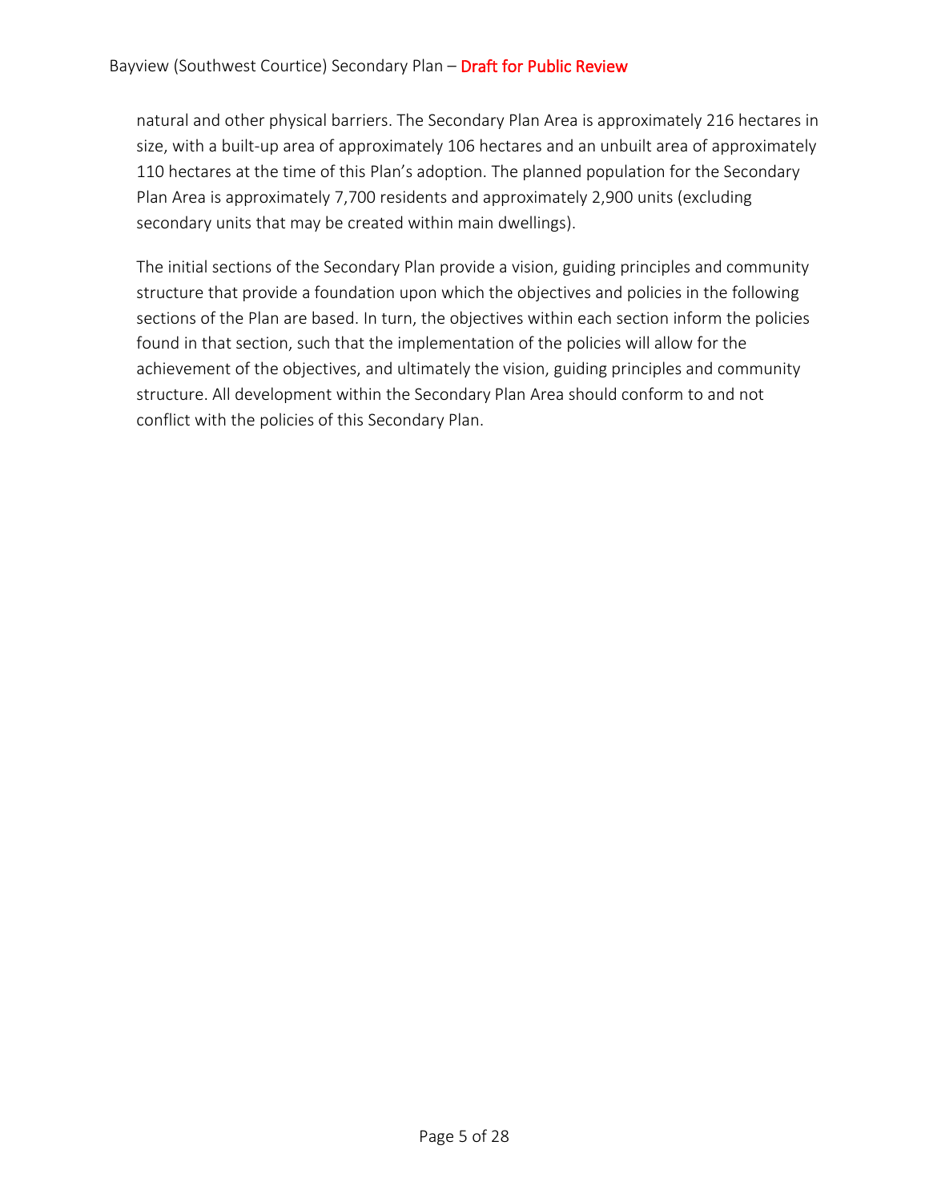natural and other physical barriers. The Secondary Plan Area is approximately 216 hectares in size, with a built-up area of approximately 106 hectares and an unbuilt area of approximately 110 hectares at the time of this Plan's adoption. The planned population for the Secondary Plan Area is approximately 7,700 residents and approximately 2,900 units (excluding secondary units that may be created within main dwellings).

The initial sections of the Secondary Plan provide a vision, guiding principles and community structure that provide a foundation upon which the objectives and policies in the following sections of the Plan are based. In turn, the objectives within each section inform the policies found in that section, such that the implementation of the policies will allow for the achievement of the objectives, and ultimately the vision, guiding principles and community structure. All development within the Secondary Plan Area should conform to and not conflict with the policies of this Secondary Plan.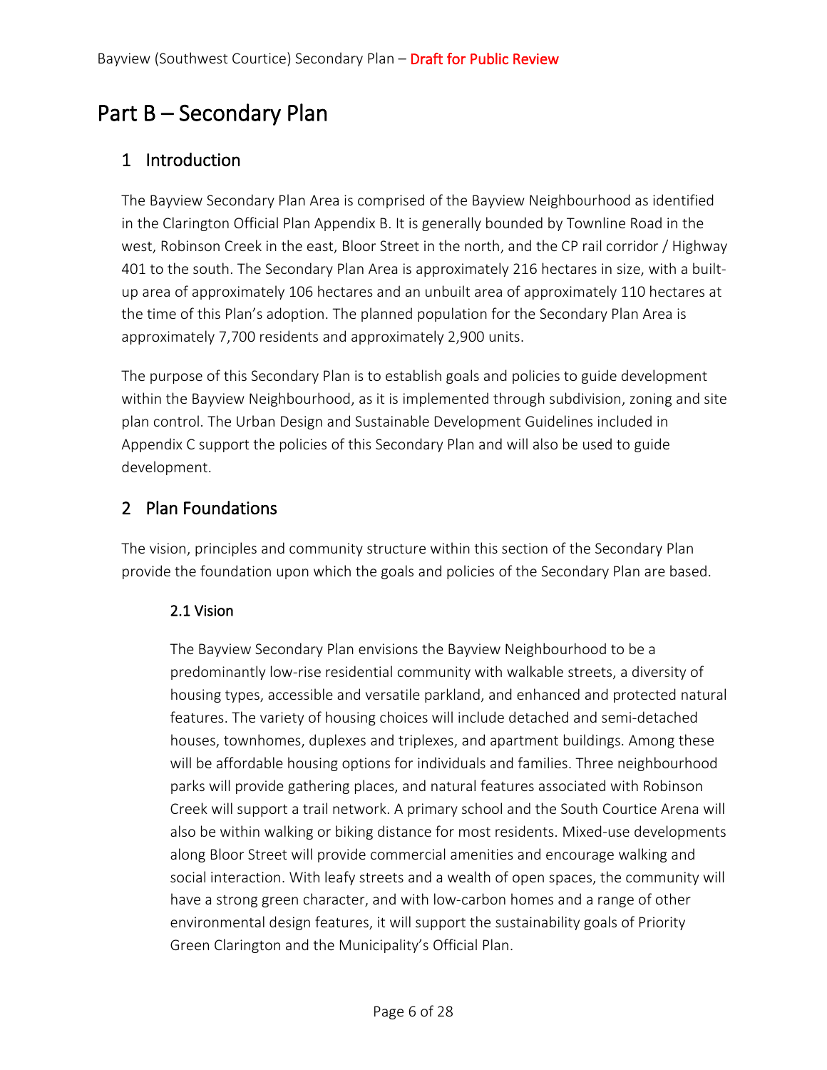# Part B – Secondary Plan

## 1 Introduction

The Bayview Secondary Plan Area is comprised of the Bayview Neighbourhood as identified in the Clarington Official Plan Appendix B. It is generally bounded by Townline Road in the west, Robinson Creek in the east, Bloor Street in the north, and the CP rail corridor / Highway 401 to the south. The Secondary Plan Area is approximately 216 hectares in size, with a built-up area of approximately 106 hectares and an unbuilt area of approximately 110 hectares at the time of this Plan's adoption. The planned population for the Secondary Plan Area is approximately 7,700 residents and approximately 2,900 units.

The purpose of this Secondary Plan is to establish goals and policies to guide development within the Bayview Neighbourhood, as it is implemented through subdivision, zoning and site plan control. The Urban Design and Sustainable Development Guidelines included in Appendix C support the policies of this Secondary Plan and will also be used to guide development.

## 2 Plan Foundations

The vision, principles and community structure within this section of the Secondary Plan provide the foundation upon which the goals and policies of the Secondary Plan are based.

### 2.1 Vision

The Bayview Secondary Plan envisions the Bayview Neighbourhood to be a predominantly low-rise residential community with walkable streets, a diversity of housing types, accessible and versatile parkland, and enhanced and protected natural features. The variety of housing choices will include detached and semi-detached houses, townhomes, duplexes and triplexes, and apartment buildings. Among these will be affordable housing options for individuals and families. Three neighbourhood parks will provide gathering places, and natural features associated with Robinson Creek will support a trail network. A primary school and the South Courtice Arena will also be within walking or biking distance for most residents. Mixed-use developments along Bloor Street will provide commercial amenities and encourage walking and social interaction. With leafy streets and a wealth of open spaces, the community will have a strong green character, and with low-carbon homes and a range of other environmental design features, it will support the sustainability goals of Priority Green Clarington and the Municipality's Official Plan.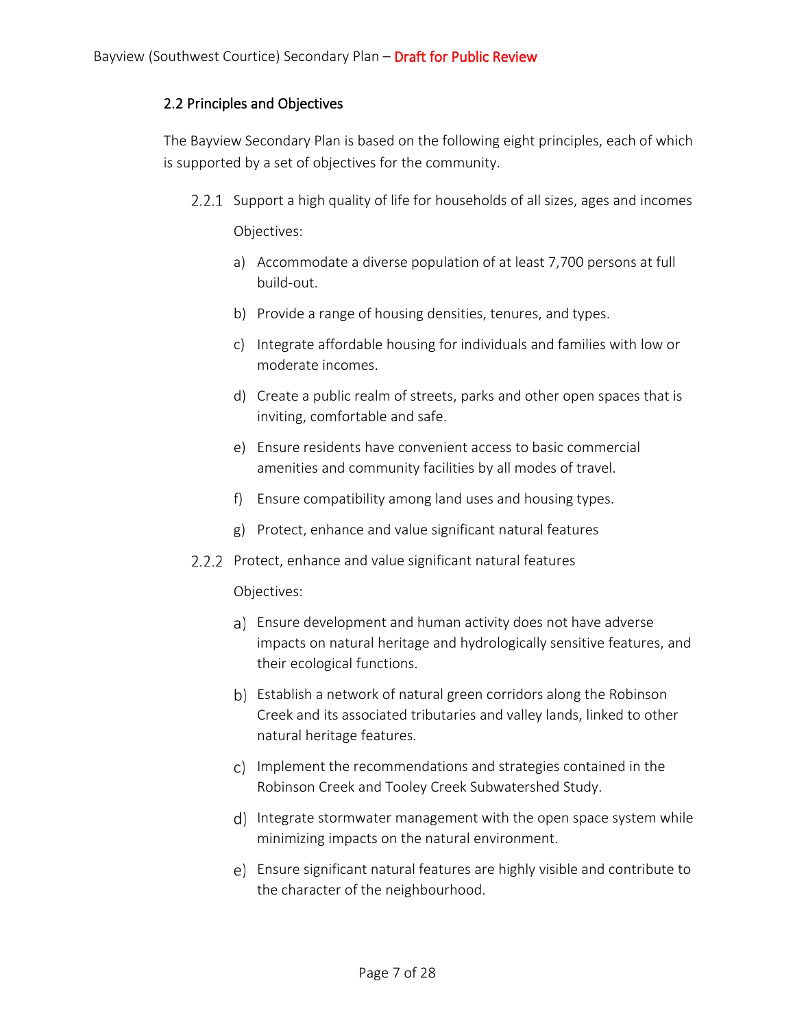## 2.2 Principles and Objectives

The Bayview Secondary Plan is based on the following eight principles, each of which is supported by a set of objectives for the community.

### 2.2.1 Support a high quality of life for households of all sizes, ages and incomes

Objectives:

a) Accommodate a diverse population of at least 7,700 persons at full build-out.

b) Provide a range of housing densities, tenures, and types.

c) Integrate affordable housing for individuals and families with low or moderate incomes.

d) Create a public realm of streets, parks and other open spaces that is inviting, comfortable and safe.

e) Ensure residents have convenient access to basic commercial amenities and community facilities by all modes of travel.

f) Ensure compatibility among land uses and housing types.

g) Protect, enhance and value significant natural features

### 2.2.2 Protect, enhance and value significant natural features

Objectives:

a) Ensure development and human activity does not have adverse impacts on natural heritage and hydrologically sensitive features, and their ecological functions.

b) Establish a network of natural green corridors along the Robinson Creek and its associated tributaries and valley lands, linked to other natural heritage features.

c) Implement the recommendations and strategies contained in the Robinson Creek and Tooley Creek Subwatershed Study.

d) Integrate stormwater management with the open space system while minimizing impacts on the natural environment.

e) Ensure significant natural features are highly visible and contribute to the character of the neighbourhood.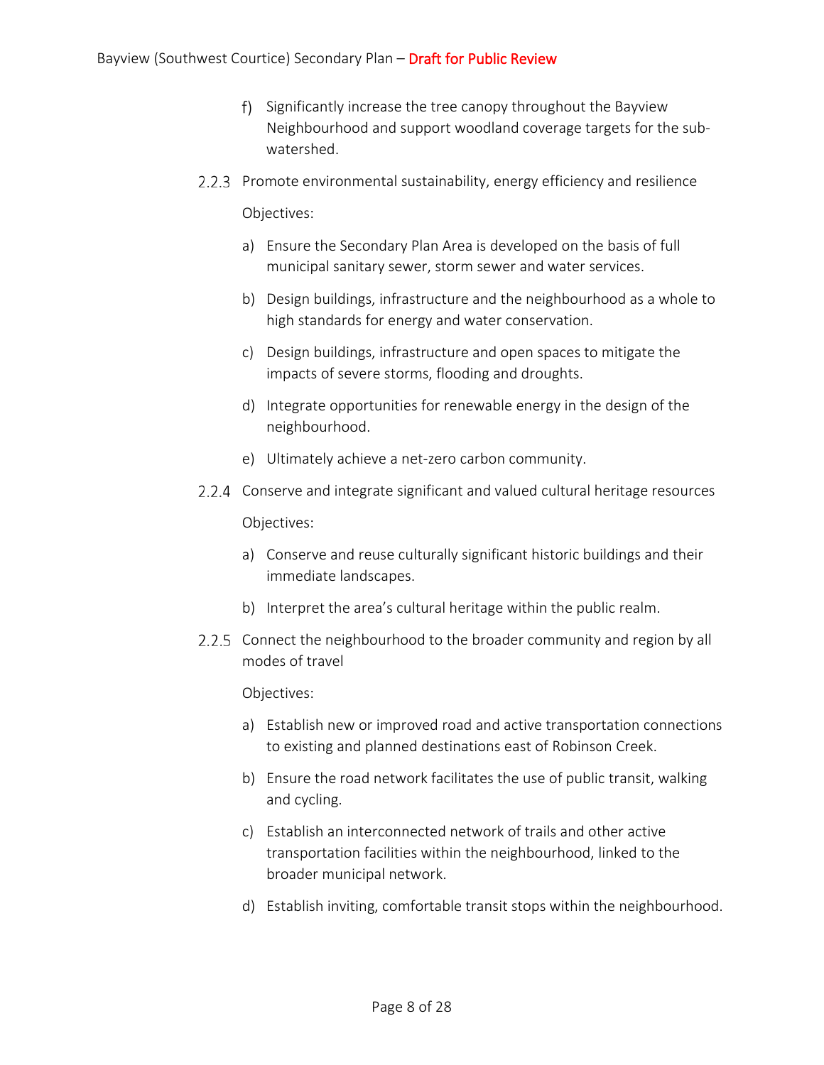f) Significantly increase the tree canopy throughout the Bayview Neighbourhood and support woodland coverage targets for the sub-watershed.

2.2.3 Promote environmental sustainability, energy efficiency and resilience

Objectives:

a) Ensure the Secondary Plan Area is developed on the basis of full municipal sanitary sewer, storm sewer and water services.

b) Design buildings, infrastructure and the neighbourhood as a whole to high standards for energy and water conservation.

c) Design buildings, infrastructure and open spaces to mitigate the impacts of severe storms, flooding and droughts.

d) Integrate opportunities for renewable energy in the design of the neighbourhood.

e) Ultimately achieve a net-zero carbon community.

2.2.4 Conserve and integrate significant and valued cultural heritage resources

Objectives:

a) Conserve and reuse culturally significant historic buildings and their immediate landscapes.

b) Interpret the area's cultural heritage within the public realm.

2.2.5 Connect the neighbourhood to the broader community and region by all modes of travel

Objectives:

a) Establish new or improved road and active transportation connections to existing and planned destinations east of Robinson Creek.

b) Ensure the road network facilitates the use of public transit, walking and cycling.

c) Establish an interconnected network of trails and other active transportation facilities within the neighbourhood, linked to the broader municipal network.

d) Establish inviting, comfortable transit stops within the neighbourhood.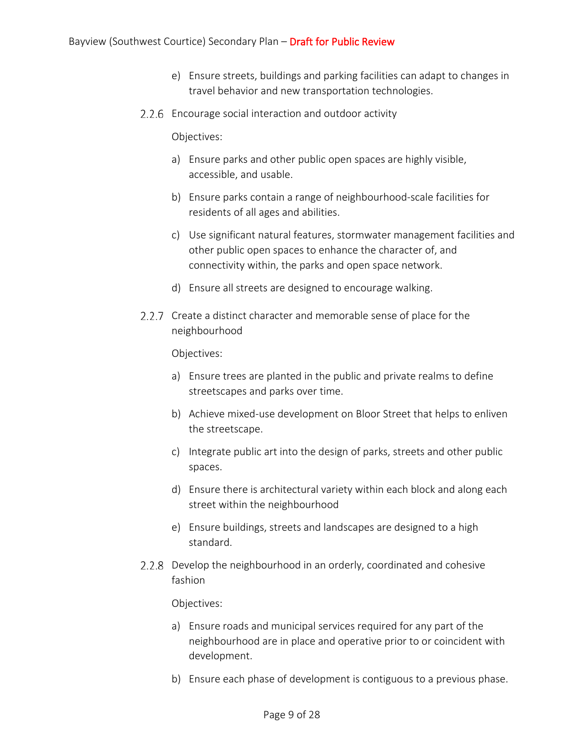e) Ensure streets, buildings and parking facilities can adapt to changes in travel behavior and new transportation technologies.

### 2.2.6 Encourage social interaction and outdoor activity

Objectives:

a) Ensure parks and other public open spaces are highly visible, accessible, and usable.

b) Ensure parks contain a range of neighbourhood-scale facilities for residents of all ages and abilities.

c) Use significant natural features, stormwater management facilities and other public open spaces to enhance the character of, and connectivity within, the parks and open space network.

d) Ensure all streets are designed to encourage walking.

### 2.2.7 Create a distinct character and memorable sense of place for the neighbourhood

Objectives:

a) Ensure trees are planted in the public and private realms to define streetscapes and parks over time.

b) Achieve mixed-use development on Bloor Street that helps to enliven the streetscape.

c) Integrate public art into the design of parks, streets and other public spaces.

d) Ensure there is architectural variety within each block and along each street within the neighbourhood

e) Ensure buildings, streets and landscapes are designed to a high standard.

### 2.2.8 Develop the neighbourhood in an orderly, coordinated and cohesive fashion

Objectives:

a) Ensure roads and municipal services required for any part of the neighbourhood are in place and operative prior to or coincident with development.

b) Ensure each phase of development is contiguous to a previous phase.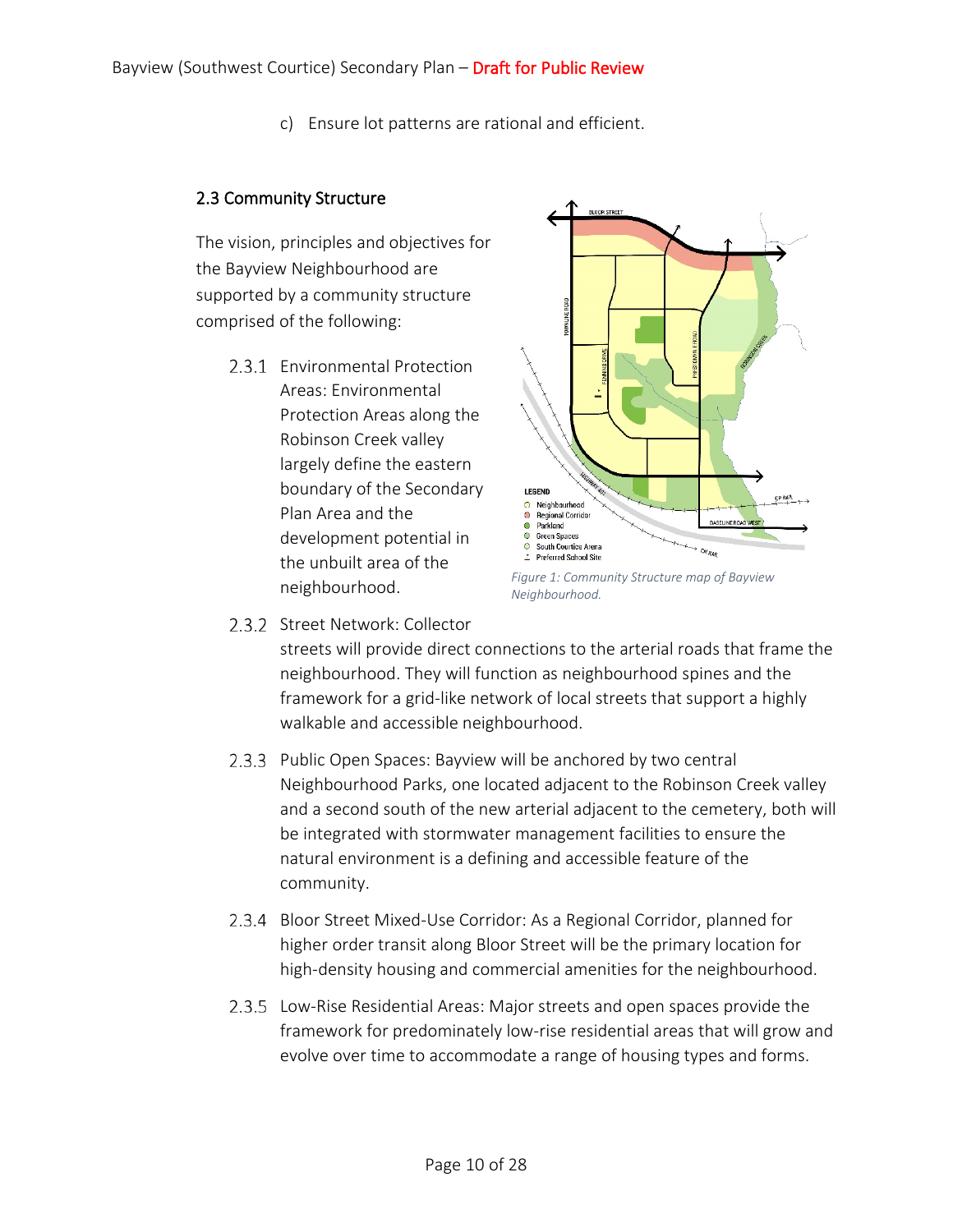c) Ensure lot patterns are rational and efficient.

## 2.3 Community Structure

The vision, principles and objectives for the Bayview Neighbourhood are supported by a community structure comprised of the following:

2.3.1 Environmental Protection Areas: Environmental Protection Areas along the Robinson Creek valley largely define the eastern boundary of the Secondary Plan Area and the development potential in the unbuilt area of the neighbourhood.

*Figure 1: Community Structure map of Bayview Neighbourhood.*

2.3.2 Street Network: Collector streets will provide direct connections to the arterial roads that frame the neighbourhood. They will function as neighbourhood spines and the framework for a grid-like network of local streets that support a highly walkable and accessible neighbourhood.

2.3.3 Public Open Spaces: Bayview will be anchored by two central Neighbourhood Parks, one located adjacent to the Robinson Creek valley and a second south of the new arterial adjacent to the cemetery, both will be integrated with stormwater management facilities to ensure the natural environment is a defining and accessible feature of the community.

2.3.4 Bloor Street Mixed-Use Corridor: As a Regional Corridor, planned for higher order transit along Bloor Street will be the primary location for high-density housing and commercial amenities for the neighbourhood.

2.3.5 Low-Rise Residential Areas: Major streets and open spaces provide the framework for predominately low-rise residential areas that will grow and evolve over time to accommodate a range of housing types and forms.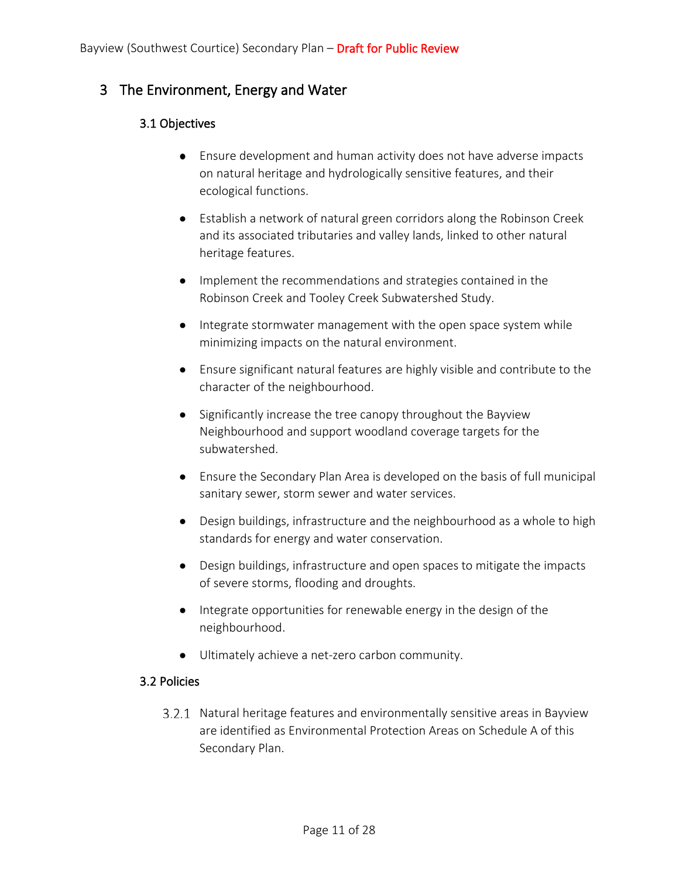# 3 The Environment, Energy and Water

## 3.1 Objectives

- Ensure development and human activity does not have adverse impacts on natural heritage and hydrologically sensitive features, and their ecological functions.
- Establish a network of natural green corridors along the Robinson Creek and its associated tributaries and valley lands, linked to other natural heritage features.
- Implement the recommendations and strategies contained in the Robinson Creek and Tooley Creek Subwatershed Study.
- Integrate stormwater management with the open space system while minimizing impacts on the natural environment.
- Ensure significant natural features are highly visible and contribute to the character of the neighbourhood.
- Significantly increase the tree canopy throughout the Bayview Neighbourhood and support woodland coverage targets for the subwatershed.
- Ensure the Secondary Plan Area is developed on the basis of full municipal sanitary sewer, storm sewer and water services.
- Design buildings, infrastructure and the neighbourhood as a whole to high standards for energy and water conservation.
- Design buildings, infrastructure and open spaces to mitigate the impacts of severe storms, flooding and droughts.
- Integrate opportunities for renewable energy in the design of the neighbourhood.
- Ultimately achieve a net-zero carbon community.

## 3.2 Policies

3.2.1 Natural heritage features and environmentally sensitive areas in Bayview are identified as Environmental Protection Areas on Schedule A of this Secondary Plan.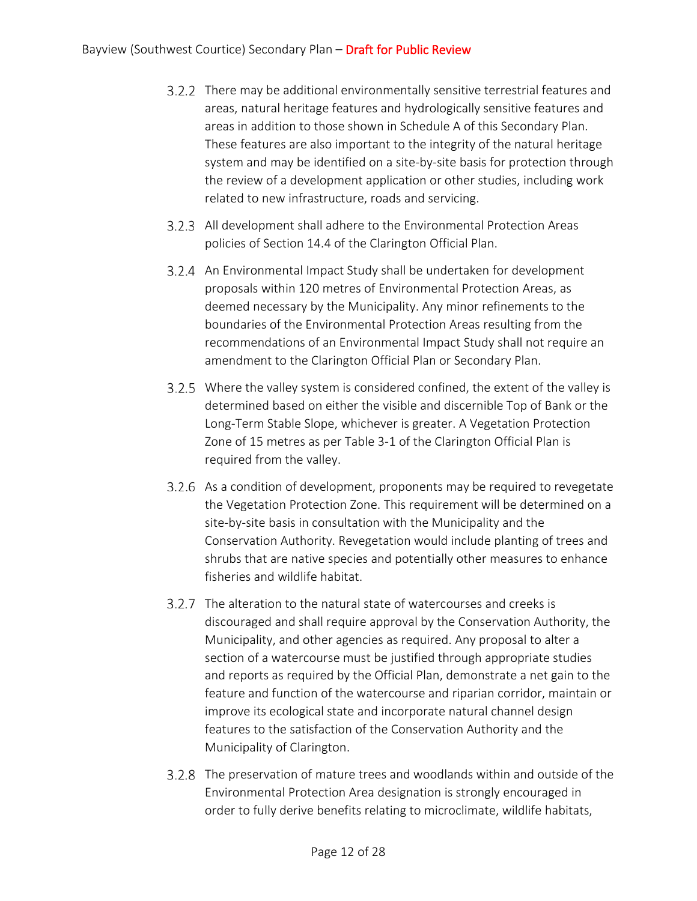3.2.2 There may be additional environmentally sensitive terrestrial features and areas, natural heritage features and hydrologically sensitive features and areas in addition to those shown in Schedule A of this Secondary Plan. These features are also important to the integrity of the natural heritage system and may be identified on a site-by-site basis for protection through the review of a development application or other studies, including work related to new infrastructure, roads and servicing.

3.2.3 All development shall adhere to the Environmental Protection Areas policies of Section 14.4 of the Clarington Official Plan.

3.2.4 An Environmental Impact Study shall be undertaken for development proposals within 120 metres of Environmental Protection Areas, as deemed necessary by the Municipality. Any minor refinements to the boundaries of the Environmental Protection Areas resulting from the recommendations of an Environmental Impact Study shall not require an amendment to the Clarington Official Plan or Secondary Plan.

3.2.5 Where the valley system is considered confined, the extent of the valley is determined based on either the visible and discernible Top of Bank or the Long-Term Stable Slope, whichever is greater. A Vegetation Protection Zone of 15 metres as per Table 3-1 of the Clarington Official Plan is required from the valley.

3.2.6 As a condition of development, proponents may be required to revegetate the Vegetation Protection Zone. This requirement will be determined on a site-by-site basis in consultation with the Municipality and the Conservation Authority. Revegetation would include planting of trees and shrubs that are native species and potentially other measures to enhance fisheries and wildlife habitat.

3.2.7 The alteration to the natural state of watercourses and creeks is discouraged and shall require approval by the Conservation Authority, the Municipality, and other agencies as required. Any proposal to alter a section of a watercourse must be justified through appropriate studies and reports as required by the Official Plan, demonstrate a net gain to the feature and function of the watercourse and riparian corridor, maintain or improve its ecological state and incorporate natural channel design features to the satisfaction of the Conservation Authority and the Municipality of Clarington.

3.2.8 The preservation of mature trees and woodlands within and outside of the Environmental Protection Area designation is strongly encouraged in order to fully derive benefits relating to microclimate, wildlife habitats,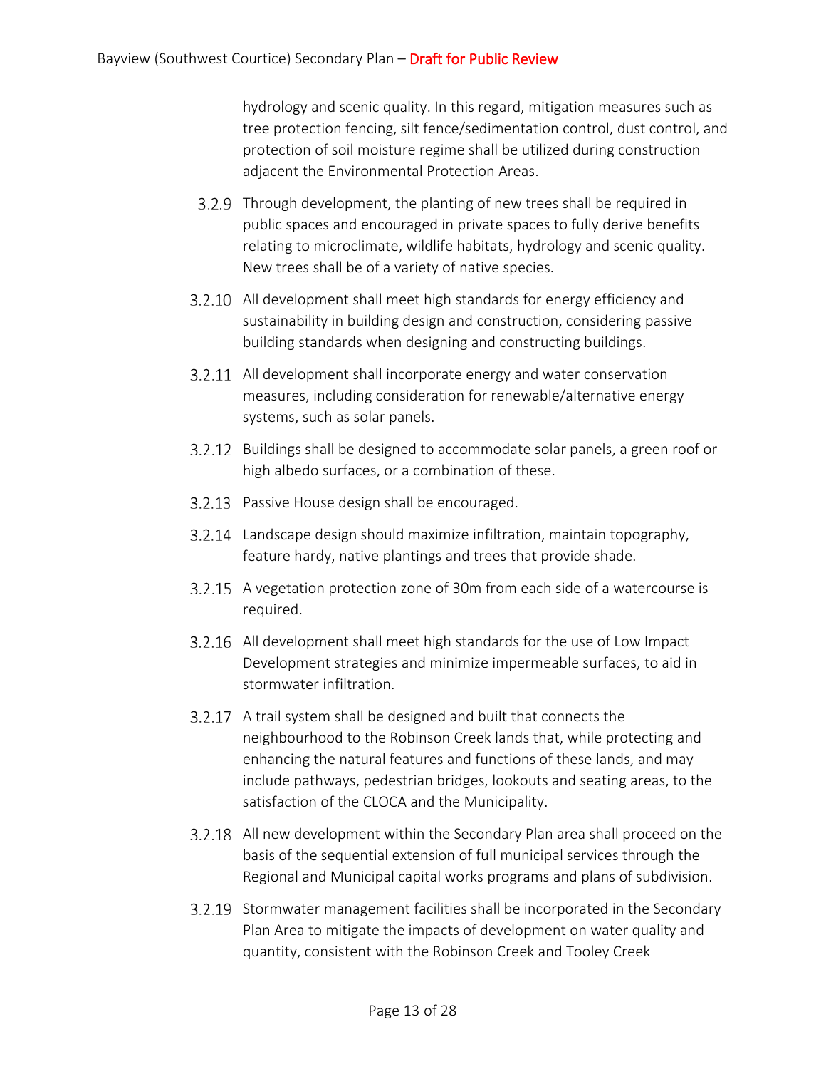hydrology and scenic quality. In this regard, mitigation measures such as tree protection fencing, silt fence/sedimentation control, dust control, and protection of soil moisture regime shall be utilized during construction adjacent the Environmental Protection Areas.

3.2.9 Through development, the planting of new trees shall be required in public spaces and encouraged in private spaces to fully derive benefits relating to microclimate, wildlife habitats, hydrology and scenic quality. New trees shall be of a variety of native species.

3.2.10 All development shall meet high standards for energy efficiency and sustainability in building design and construction, considering passive building standards when designing and constructing buildings.

3.2.11 All development shall incorporate energy and water conservation measures, including consideration for renewable/alternative energy systems, such as solar panels.

3.2.12 Buildings shall be designed to accommodate solar panels, a green roof or high albedo surfaces, or a combination of these.

3.2.13 Passive House design shall be encouraged.

3.2.14 Landscape design should maximize infiltration, maintain topography, feature hardy, native plantings and trees that provide shade.

3.2.15 A vegetation protection zone of 30m from each side of a watercourse is required.

3.2.16 All development shall meet high standards for the use of Low Impact Development strategies and minimize impermeable surfaces, to aid in stormwater infiltration.

3.2.17 A trail system shall be designed and built that connects the neighbourhood to the Robinson Creek lands that, while protecting and enhancing the natural features and functions of these lands, and may include pathways, pedestrian bridges, lookouts and seating areas, to the satisfaction of the CLOCA and the Municipality.

3.2.18 All new development within the Secondary Plan area shall proceed on the basis of the sequential extension of full municipal services through the Regional and Municipal capital works programs and plans of subdivision.

3.2.19 Stormwater management facilities shall be incorporated in the Secondary Plan Area to mitigate the impacts of development on water quality and quantity, consistent with the Robinson Creek and Tooley Creek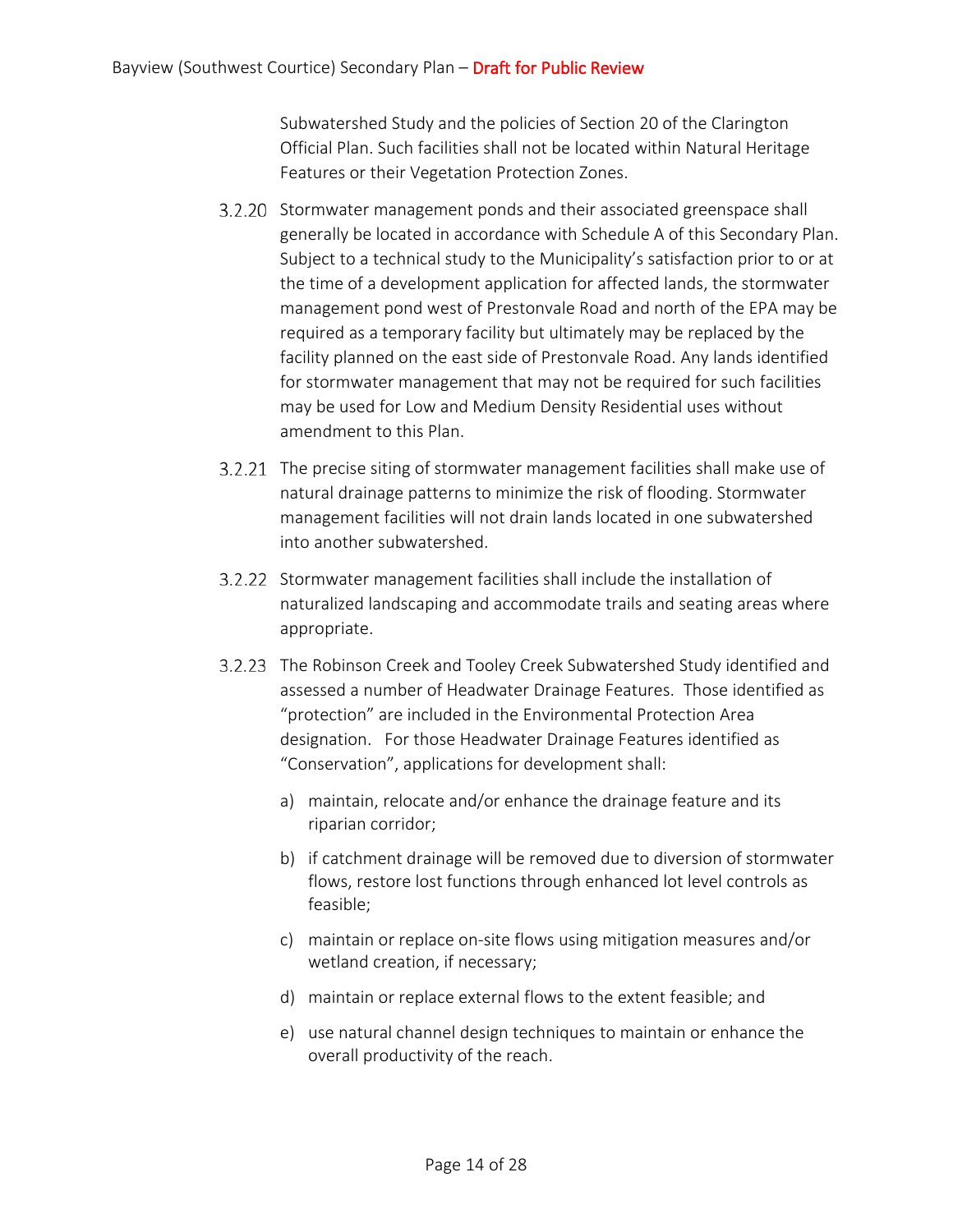Subwatershed Study and the policies of Section 20 of the Clarington Official Plan. Such facilities shall not be located within Natural Heritage Features or their Vegetation Protection Zones.

3.2.20 Stormwater management ponds and their associated greenspace shall generally be located in accordance with Schedule A of this Secondary Plan. Subject to a technical study to the Municipality's satisfaction prior to or at the time of a development application for affected lands, the stormwater management pond west of Prestonvale Road and north of the EPA may be required as a temporary facility but ultimately may be replaced by the facility planned on the east side of Prestonvale Road. Any lands identified for stormwater management that may not be required for such facilities may be used for Low and Medium Density Residential uses without amendment to this Plan.

3.2.21 The precise siting of stormwater management facilities shall make use of natural drainage patterns to minimize the risk of flooding. Stormwater management facilities will not drain lands located in one subwatershed into another subwatershed.

3.2.22 Stormwater management facilities shall include the installation of naturalized landscaping and accommodate trails and seating areas where appropriate.

3.2.23 The Robinson Creek and Tooley Creek Subwatershed Study identified and assessed a number of Headwater Drainage Features. Those identified as "protection" are included in the Environmental Protection Area designation. For those Headwater Drainage Features identified as "Conservation", applications for development shall:

a) maintain, relocate and/or enhance the drainage feature and its riparian corridor;

b) if catchment drainage will be removed due to diversion of stormwater flows, restore lost functions through enhanced lot level controls as feasible;

c) maintain or replace on-site flows using mitigation measures and/or wetland creation, if necessary;

d) maintain or replace external flows to the extent feasible; and

e) use natural channel design techniques to maintain or enhance the overall productivity of the reach.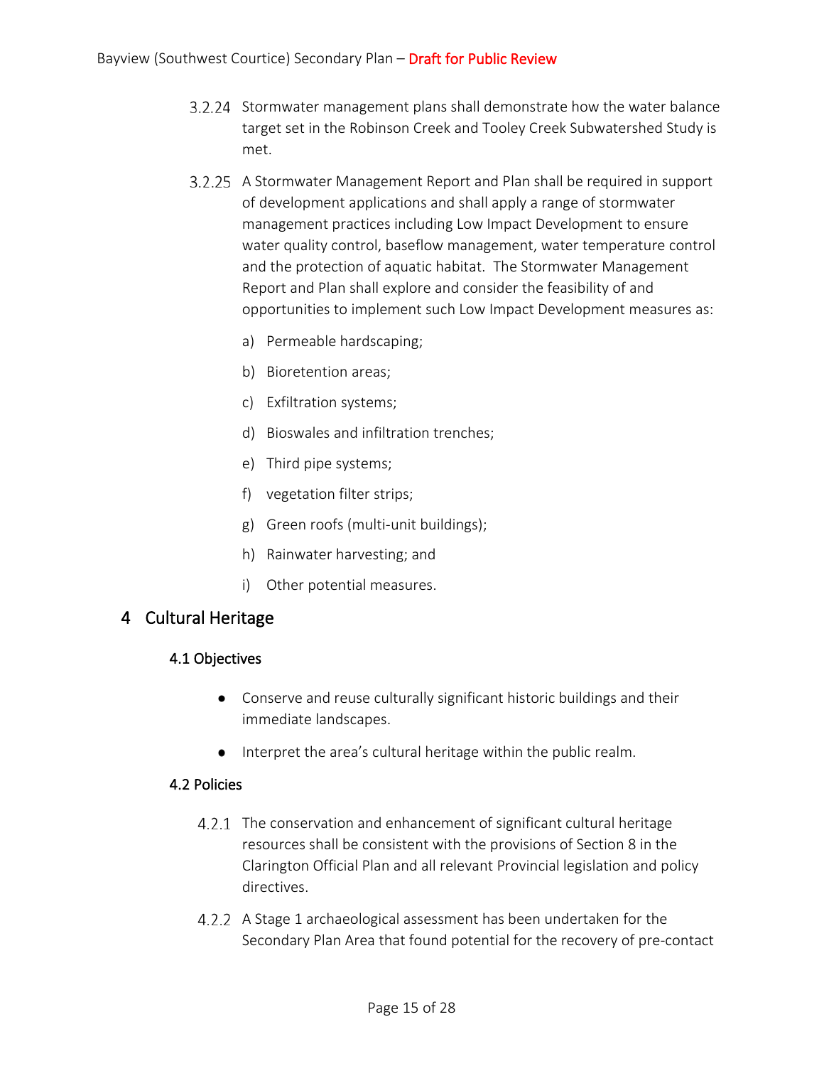3.2.24 Stormwater management plans shall demonstrate how the water balance target set in the Robinson Creek and Tooley Creek Subwatershed Study is met.

3.2.25 A Stormwater Management Report and Plan shall be required in support of development applications and shall apply a range of stormwater management practices including Low Impact Development to ensure water quality control, baseflow management, water temperature control and the protection of aquatic habitat. The Stormwater Management Report and Plan shall explore and consider the feasibility of and opportunities to implement such Low Impact Development measures as:

a) Permeable hardscaping;

b) Bioretention areas;

c) Exfiltration systems;

d) Bioswales and infiltration trenches;

e) Third pipe systems;

f) vegetation filter strips;

g) Green roofs (multi-unit buildings);

h) Rainwater harvesting; and

i) Other potential measures.

# 4 Cultural Heritage

## 4.1 Objectives

- Conserve and reuse culturally significant historic buildings and their immediate landscapes.
- Interpret the area's cultural heritage within the public realm.

## 4.2 Policies

4.2.1 The conservation and enhancement of significant cultural heritage resources shall be consistent with the provisions of Section 8 in the Clarington Official Plan and all relevant Provincial legislation and policy directives.

4.2.2 A Stage 1 archaeological assessment has been undertaken for the Secondary Plan Area that found potential for the recovery of pre-contact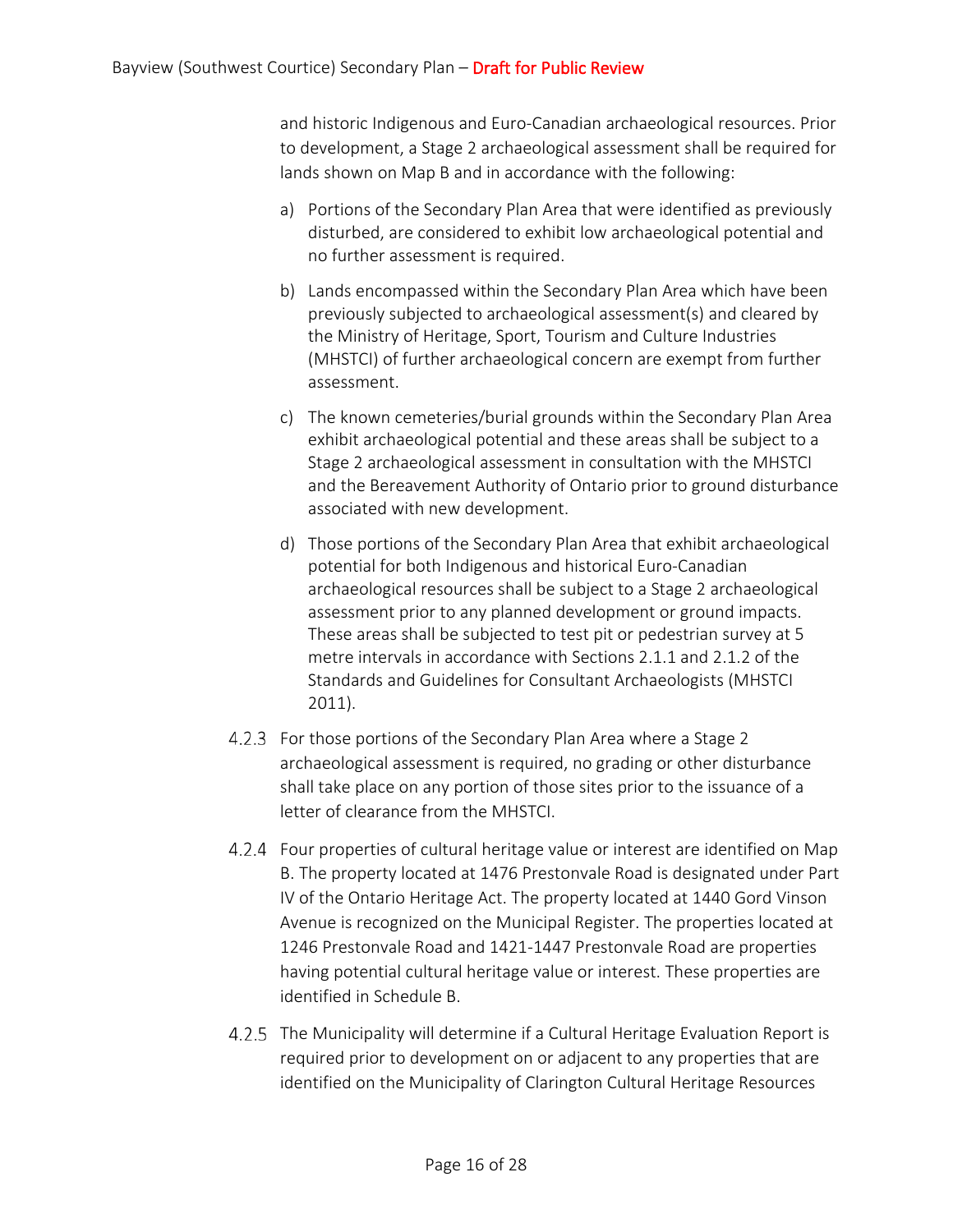and historic Indigenous and Euro-Canadian archaeological resources. Prior to development, a Stage 2 archaeological assessment shall be required for lands shown on Map B and in accordance with the following:

a) Portions of the Secondary Plan Area that were identified as previously disturbed, are considered to exhibit low archaeological potential and no further assessment is required.

b) Lands encompassed within the Secondary Plan Area which have been previously subjected to archaeological assessment(s) and cleared by the Ministry of Heritage, Sport, Tourism and Culture Industries (MHSTCI) of further archaeological concern are exempt from further assessment.

c) The known cemeteries/burial grounds within the Secondary Plan Area exhibit archaeological potential and these areas shall be subject to a Stage 2 archaeological assessment in consultation with the MHSTCI and the Bereavement Authority of Ontario prior to ground disturbance associated with new development.

d) Those portions of the Secondary Plan Area that exhibit archaeological potential for both Indigenous and historical Euro-Canadian archaeological resources shall be subject to a Stage 2 archaeological assessment prior to any planned development or ground impacts. These areas shall be subjected to test pit or pedestrian survey at 5 metre intervals in accordance with Sections 2.1.1 and 2.1.2 of the Standards and Guidelines for Consultant Archaeologists (MHSTCI 2011).

4.2.3 For those portions of the Secondary Plan Area where a Stage 2 archaeological assessment is required, no grading or other disturbance shall take place on any portion of those sites prior to the issuance of a letter of clearance from the MHSTCI.

4.2.4 Four properties of cultural heritage value or interest are identified on Map B. The property located at 1476 Prestonvale Road is designated under Part IV of the Ontario Heritage Act. The property located at 1440 Gord Vinson Avenue is recognized on the Municipal Register. The properties located at 1246 Prestonvale Road and 1421-1447 Prestonvale Road are properties having potential cultural heritage value or interest. These properties are identified in Schedule B.

4.2.5 The Municipality will determine if a Cultural Heritage Evaluation Report is required prior to development on or adjacent to any properties that are identified on the Municipality of Clarington Cultural Heritage Resources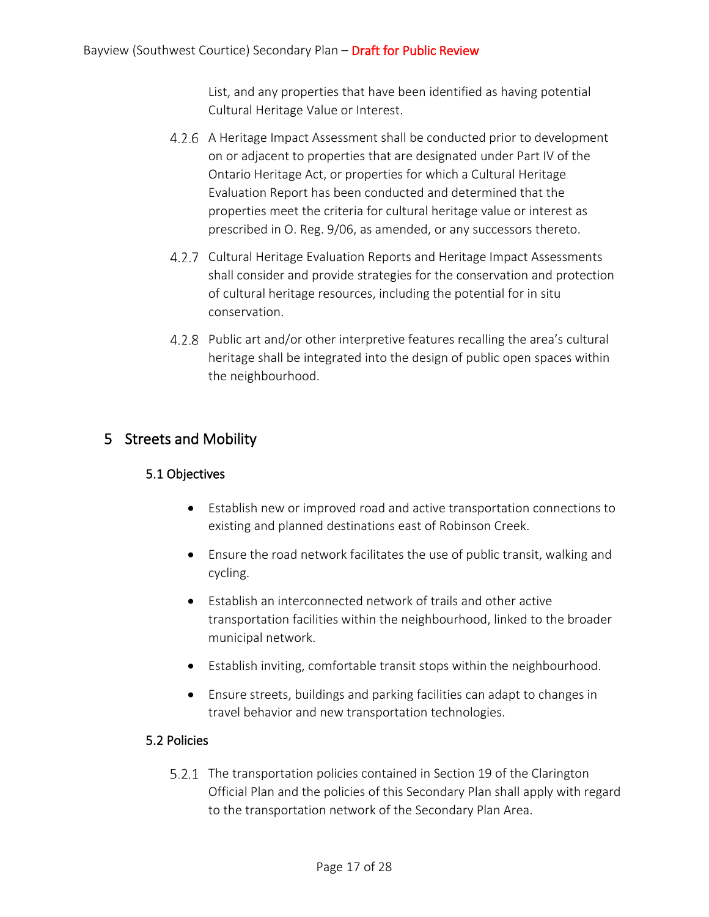List, and any properties that have been identified as having potential Cultural Heritage Value or Interest.

4.2.6 A Heritage Impact Assessment shall be conducted prior to development on or adjacent to properties that are designated under Part IV of the Ontario Heritage Act, or properties for which a Cultural Heritage Evaluation Report has been conducted and determined that the properties meet the criteria for cultural heritage value or interest as prescribed in O. Reg. 9/06, as amended, or any successors thereto.

4.2.7 Cultural Heritage Evaluation Reports and Heritage Impact Assessments shall consider and provide strategies for the conservation and protection of cultural heritage resources, including the potential for in situ conservation.

4.2.8 Public art and/or other interpretive features recalling the area's cultural heritage shall be integrated into the design of public open spaces within the neighbourhood.

# 5 Streets and Mobility

## 5.1 Objectives

- Establish new or improved road and active transportation connections to existing and planned destinations east of Robinson Creek.
- Ensure the road network facilitates the use of public transit, walking and cycling.
- Establish an interconnected network of trails and other active transportation facilities within the neighbourhood, linked to the broader municipal network.
- Establish inviting, comfortable transit stops within the neighbourhood.
- Ensure streets, buildings and parking facilities can adapt to changes in travel behavior and new transportation technologies.

## 5.2 Policies

5.2.1 The transportation policies contained in Section 19 of the Clarington Official Plan and the policies of this Secondary Plan shall apply with regard to the transportation network of the Secondary Plan Area.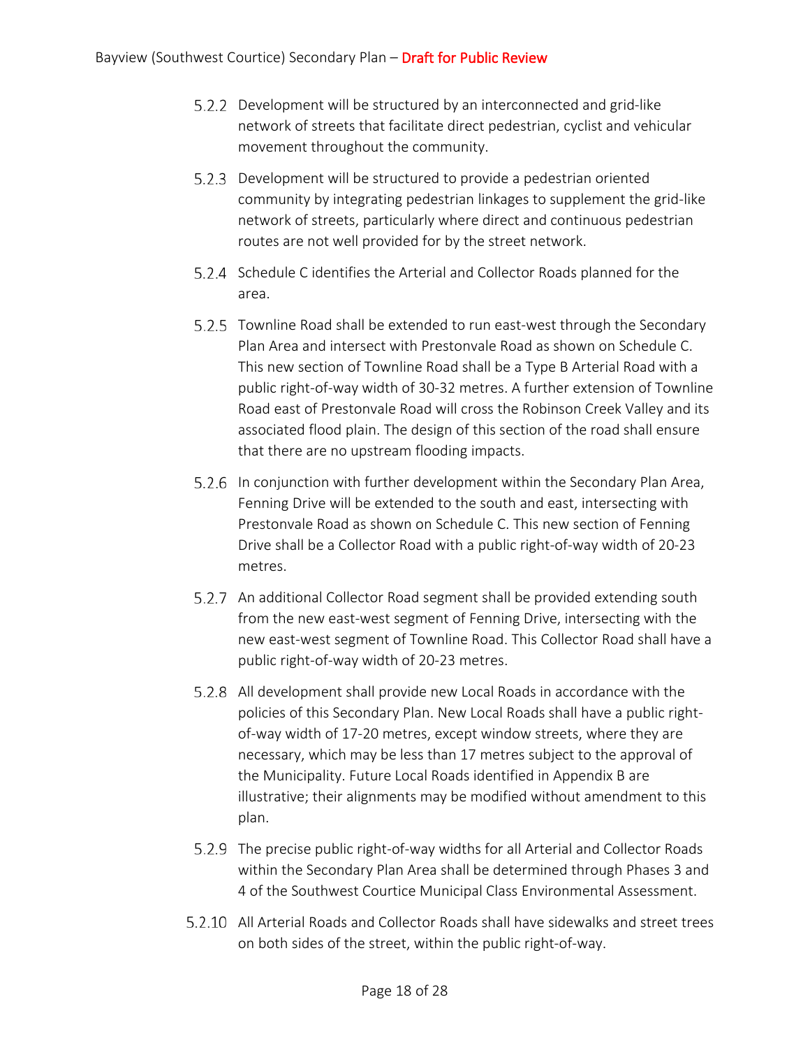5.2.2 Development will be structured by an interconnected and grid-like network of streets that facilitate direct pedestrian, cyclist and vehicular movement throughout the community.

5.2.3 Development will be structured to provide a pedestrian oriented community by integrating pedestrian linkages to supplement the grid-like network of streets, particularly where direct and continuous pedestrian routes are not well provided for by the street network.

5.2.4 Schedule C identifies the Arterial and Collector Roads planned for the area.

5.2.5 Townline Road shall be extended to run east-west through the Secondary Plan Area and intersect with Prestonvale Road as shown on Schedule C. This new section of Townline Road shall be a Type B Arterial Road with a public right-of-way width of 30-32 metres. A further extension of Townline Road east of Prestonvale Road will cross the Robinson Creek Valley and its associated flood plain. The design of this section of the road shall ensure that there are no upstream flooding impacts.

5.2.6 In conjunction with further development within the Secondary Plan Area, Fenning Drive will be extended to the south and east, intersecting with Prestonvale Road as shown on Schedule C. This new section of Fenning Drive shall be a Collector Road with a public right-of-way width of 20-23 metres.

5.2.7 An additional Collector Road segment shall be provided extending south from the new east-west segment of Fenning Drive, intersecting with the new east-west segment of Townline Road. This Collector Road shall have a public right-of-way width of 20-23 metres.

5.2.8 All development shall provide new Local Roads in accordance with the policies of this Secondary Plan. New Local Roads shall have a public right-of-way width of 17-20 metres, except window streets, where they are necessary, which may be less than 17 metres subject to the approval of the Municipality. Future Local Roads identified in Appendix B are illustrative; their alignments may be modified without amendment to this plan.

5.2.9 The precise public right-of-way widths for all Arterial and Collector Roads within the Secondary Plan Area shall be determined through Phases 3 and 4 of the Southwest Courtice Municipal Class Environmental Assessment.

5.2.10 All Arterial Roads and Collector Roads shall have sidewalks and street trees on both sides of the street, within the public right-of-way.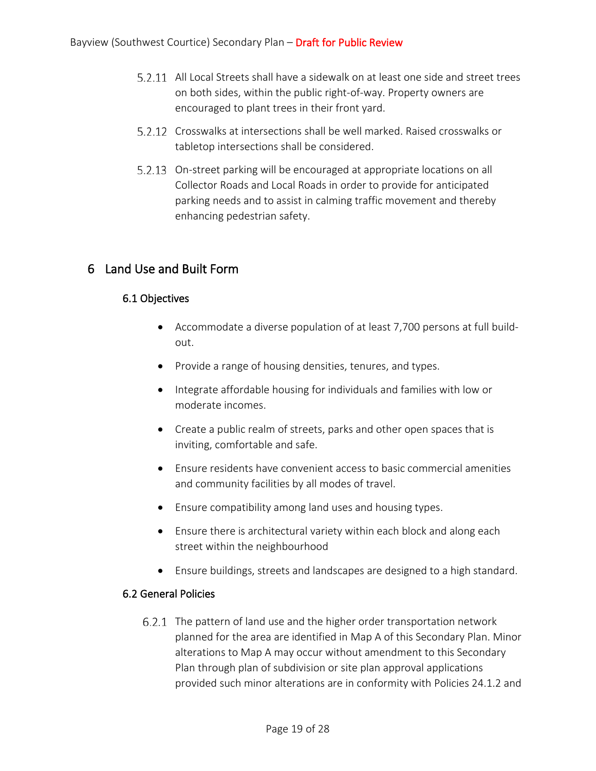5.2.11 All Local Streets shall have a sidewalk on at least one side and street trees on both sides, within the public right-of-way. Property owners are encouraged to plant trees in their front yard.

5.2.12 Crosswalks at intersections shall be well marked. Raised crosswalks or tabletop intersections shall be considered.

5.2.13 On-street parking will be encouraged at appropriate locations on all Collector Roads and Local Roads in order to provide for anticipated parking needs and to assist in calming traffic movement and thereby enhancing pedestrian safety.

# 6 Land Use and Built Form

## 6.1 Objectives

- Accommodate a diverse population of at least 7,700 persons at full build-out.
- Provide a range of housing densities, tenures, and types.
- Integrate affordable housing for individuals and families with low or moderate incomes.
- Create a public realm of streets, parks and other open spaces that is inviting, comfortable and safe.
- Ensure residents have convenient access to basic commercial amenities and community facilities by all modes of travel.
- Ensure compatibility among land uses and housing types.
- Ensure there is architectural variety within each block and along each street within the neighbourhood
- Ensure buildings, streets and landscapes are designed to a high standard.

## 6.2 General Policies

6.2.1 The pattern of land use and the higher order transportation network planned for the area are identified in Map A of this Secondary Plan. Minor alterations to Map A may occur without amendment to this Secondary Plan through plan of subdivision or site plan approval applications provided such minor alterations are in conformity with Policies 24.1.2 and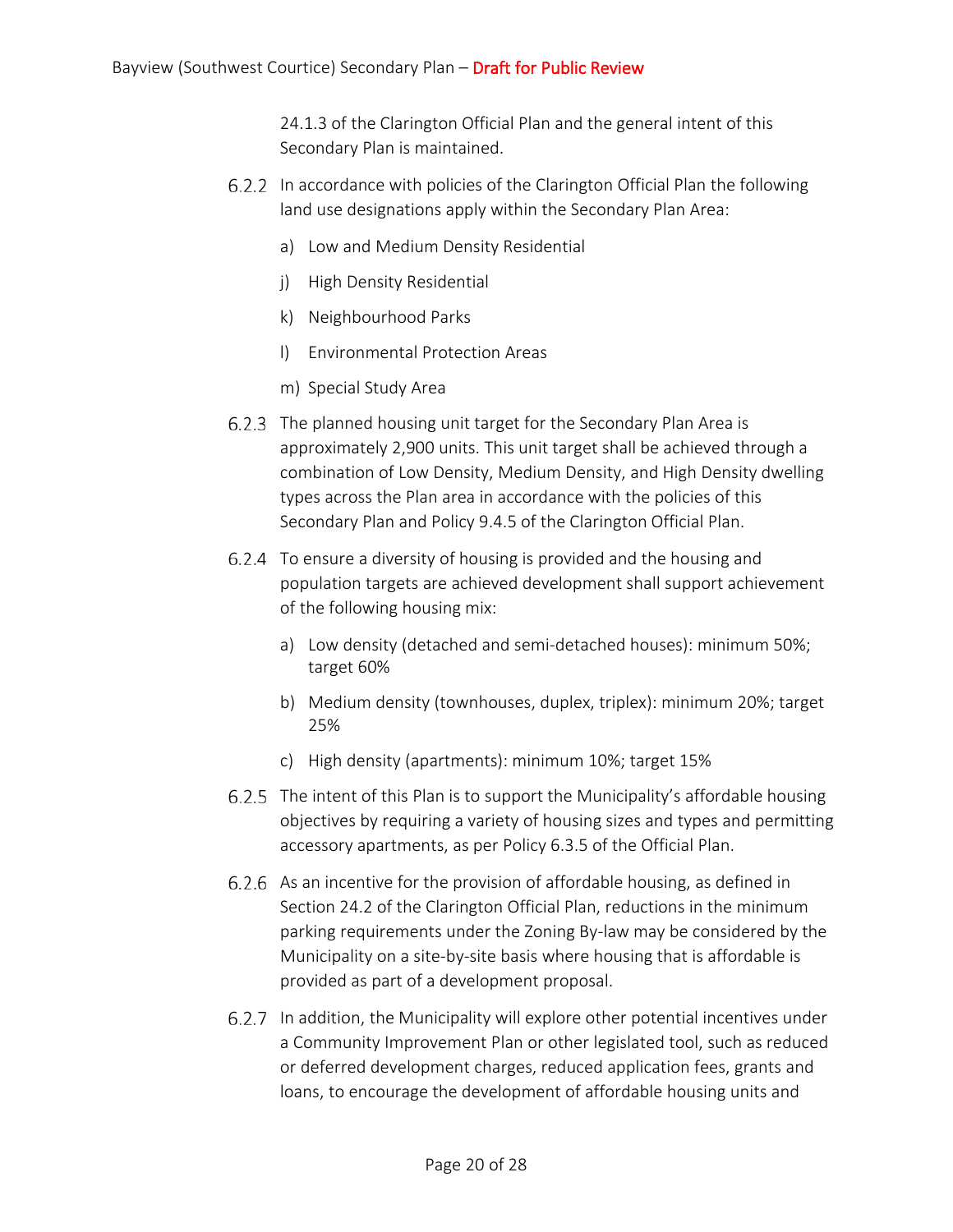24.1.3 of the Clarington Official Plan and the general intent of this Secondary Plan is maintained.

6.2.2 In accordance with policies of the Clarington Official Plan the following land use designations apply within the Secondary Plan Area:

a) Low and Medium Density Residential

j) High Density Residential

k) Neighbourhood Parks

l) Environmental Protection Areas

m) Special Study Area

6.2.3 The planned housing unit target for the Secondary Plan Area is approximately 2,900 units. This unit target shall be achieved through a combination of Low Density, Medium Density, and High Density dwelling types across the Plan area in accordance with the policies of this Secondary Plan and Policy 9.4.5 of the Clarington Official Plan.

6.2.4 To ensure a diversity of housing is provided and the housing and population targets are achieved development shall support achievement of the following housing mix:

a) Low density (detached and semi-detached houses): minimum 50%; target 60%

b) Medium density (townhouses, duplex, triplex): minimum 20%; target 25%

c) High density (apartments): minimum 10%; target 15%

6.2.5 The intent of this Plan is to support the Municipality's affordable housing objectives by requiring a variety of housing sizes and types and permitting accessory apartments, as per Policy 6.3.5 of the Official Plan.

6.2.6 As an incentive for the provision of affordable housing, as defined in Section 24.2 of the Clarington Official Plan, reductions in the minimum parking requirements under the Zoning By-law may be considered by the Municipality on a site-by-site basis where housing that is affordable is provided as part of a development proposal.

6.2.7 In addition, the Municipality will explore other potential incentives under a Community Improvement Plan or other legislated tool, such as reduced or deferred development charges, reduced application fees, grants and loans, to encourage the development of affordable housing units and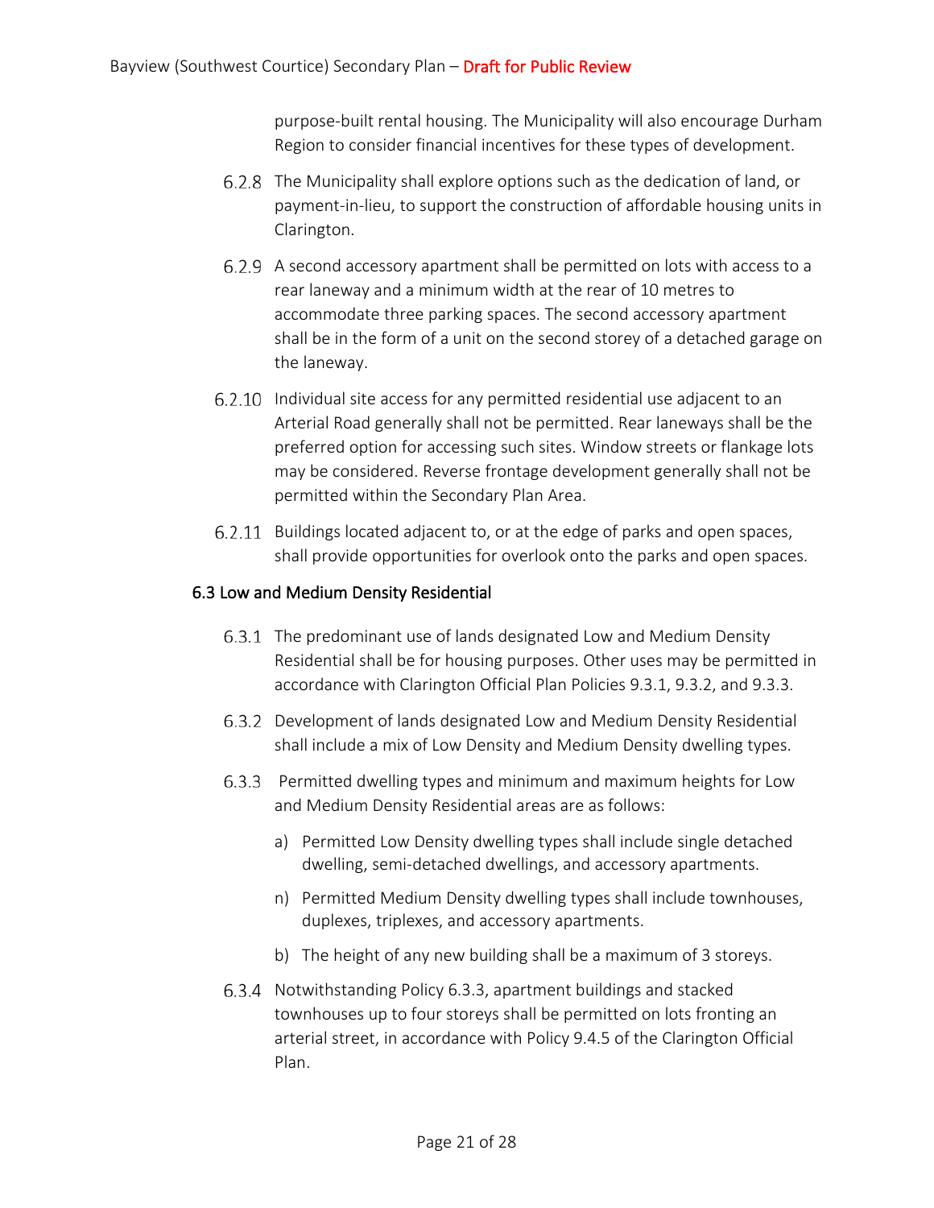purpose-built rental housing. The Municipality will also encourage Durham Region to consider financial incentives for these types of development.

6.2.8 The Municipality shall explore options such as the dedication of land, or payment-in-lieu, to support the construction of affordable housing units in Clarington.

6.2.9 A second accessory apartment shall be permitted on lots with access to a rear laneway and a minimum width at the rear of 10 metres to accommodate three parking spaces. The second accessory apartment shall be in the form of a unit on the second storey of a detached garage on the laneway.

6.2.10 Individual site access for any permitted residential use adjacent to an Arterial Road generally shall not be permitted. Rear laneways shall be the preferred option for accessing such sites. Window streets or flankage lots may be considered. Reverse frontage development generally shall not be permitted within the Secondary Plan Area.

6.2.11 Buildings located adjacent to, or at the edge of parks and open spaces, shall provide opportunities for overlook onto the parks and open spaces.

## 6.3 Low and Medium Density Residential

6.3.1 The predominant use of lands designated Low and Medium Density Residential shall be for housing purposes. Other uses may be permitted in accordance with Clarington Official Plan Policies 9.3.1, 9.3.2, and 9.3.3.

6.3.2 Development of lands designated Low and Medium Density Residential shall include a mix of Low Density and Medium Density dwelling types.

6.3.3 Permitted dwelling types and minimum and maximum heights for Low and Medium Density Residential areas are as follows:

a) Permitted Low Density dwelling types shall include single detached dwelling, semi-detached dwellings, and accessory apartments.

n) Permitted Medium Density dwelling types shall include townhouses, duplexes, triplexes, and accessory apartments.

b) The height of any new building shall be a maximum of 3 storeys.

6.3.4 Notwithstanding Policy 6.3.3, apartment buildings and stacked townhouses up to four storeys shall be permitted on lots fronting an arterial street, in accordance with Policy 9.4.5 of the Clarington Official Plan.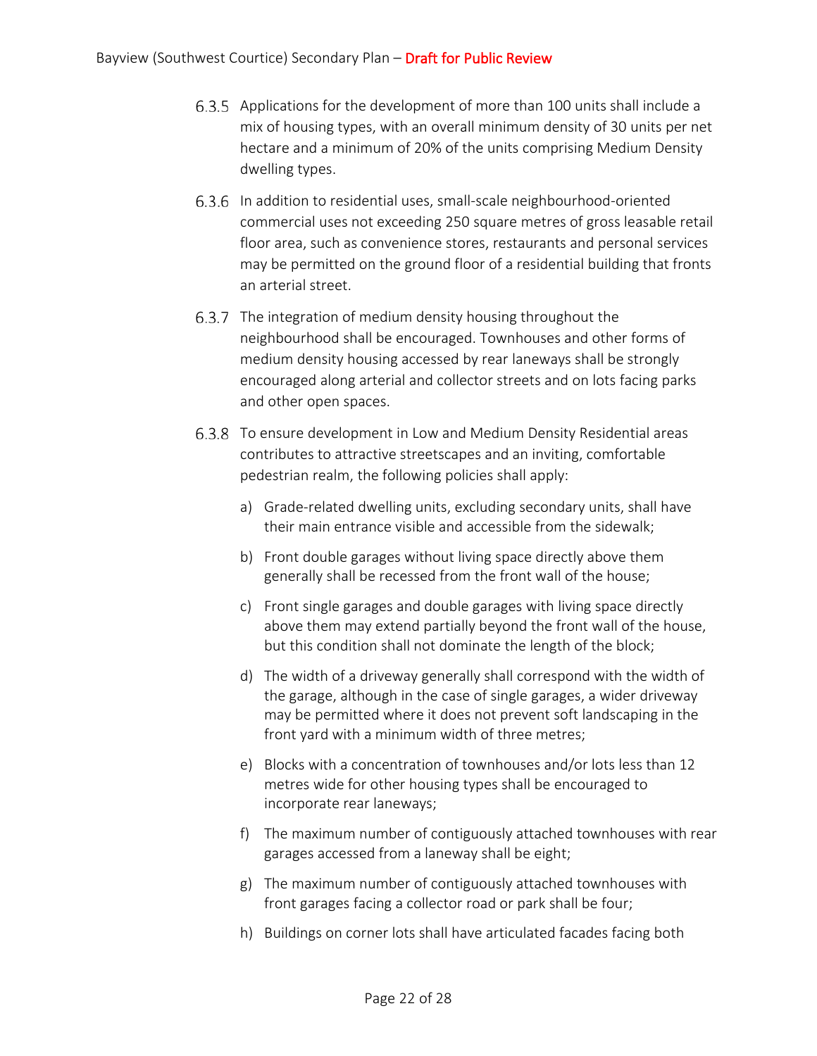6.3.5 Applications for the development of more than 100 units shall include a mix of housing types, with an overall minimum density of 30 units per net hectare and a minimum of 20% of the units comprising Medium Density dwelling types.

6.3.6 In addition to residential uses, small-scale neighbourhood-oriented commercial uses not exceeding 250 square metres of gross leasable retail floor area, such as convenience stores, restaurants and personal services may be permitted on the ground floor of a residential building that fronts an arterial street.

6.3.7 The integration of medium density housing throughout the neighbourhood shall be encouraged. Townhouses and other forms of medium density housing accessed by rear laneways shall be strongly encouraged along arterial and collector streets and on lots facing parks and other open spaces.

6.3.8 To ensure development in Low and Medium Density Residential areas contributes to attractive streetscapes and an inviting, comfortable pedestrian realm, the following policies shall apply:

a) Grade-related dwelling units, excluding secondary units, shall have their main entrance visible and accessible from the sidewalk;

b) Front double garages without living space directly above them generally shall be recessed from the front wall of the house;

c) Front single garages and double garages with living space directly above them may extend partially beyond the front wall of the house, but this condition shall not dominate the length of the block;

d) The width of a driveway generally shall correspond with the width of the garage, although in the case of single garages, a wider driveway may be permitted where it does not prevent soft landscaping in the front yard with a minimum width of three metres;

e) Blocks with a concentration of townhouses and/or lots less than 12 metres wide for other housing types shall be encouraged to incorporate rear laneways;

f) The maximum number of contiguously attached townhouses with rear garages accessed from a laneway shall be eight;

g) The maximum number of contiguously attached townhouses with front garages facing a collector road or park shall be four;

h) Buildings on corner lots shall have articulated facades facing both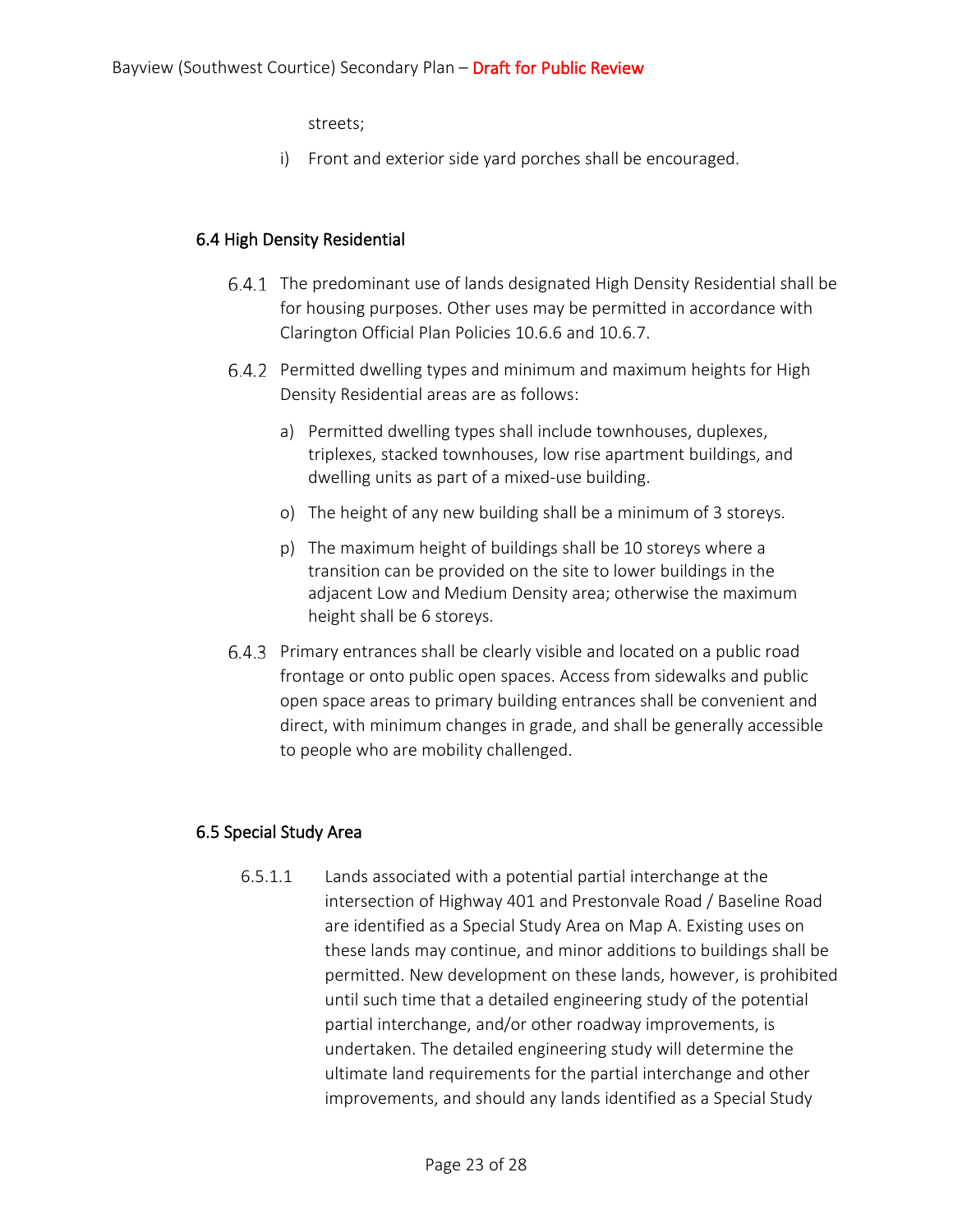streets;

i) Front and exterior side yard porches shall be encouraged.

## 6.4 High Density Residential

6.4.1 The predominant use of lands designated High Density Residential shall be for housing purposes. Other uses may be permitted in accordance with Clarington Official Plan Policies 10.6.6 and 10.6.7.

6.4.2 Permitted dwelling types and minimum and maximum heights for High Density Residential areas are as follows:

a) Permitted dwelling types shall include townhouses, duplexes, triplexes, stacked townhouses, low rise apartment buildings, and dwelling units as part of a mixed-use building.

o) The height of any new building shall be a minimum of 3 storeys.

p) The maximum height of buildings shall be 10 storeys where a transition can be provided on the site to lower buildings in the adjacent Low and Medium Density area; otherwise the maximum height shall be 6 storeys.

6.4.3 Primary entrances shall be clearly visible and located on a public road frontage or onto public open spaces. Access from sidewalks and public open space areas to primary building entrances shall be convenient and direct, with minimum changes in grade, and shall be generally accessible to people who are mobility challenged.

## 6.5 Special Study Area

6.5.1.1 Lands associated with a potential partial interchange at the intersection of Highway 401 and Prestonvale Road / Baseline Road are identified as a Special Study Area on Map A. Existing uses on these lands may continue, and minor additions to buildings shall be permitted. New development on these lands, however, is prohibited until such time that a detailed engineering study of the potential partial interchange, and/or other roadway improvements, is undertaken. The detailed engineering study will determine the ultimate land requirements for the partial interchange and other improvements, and should any lands identified as a Special Study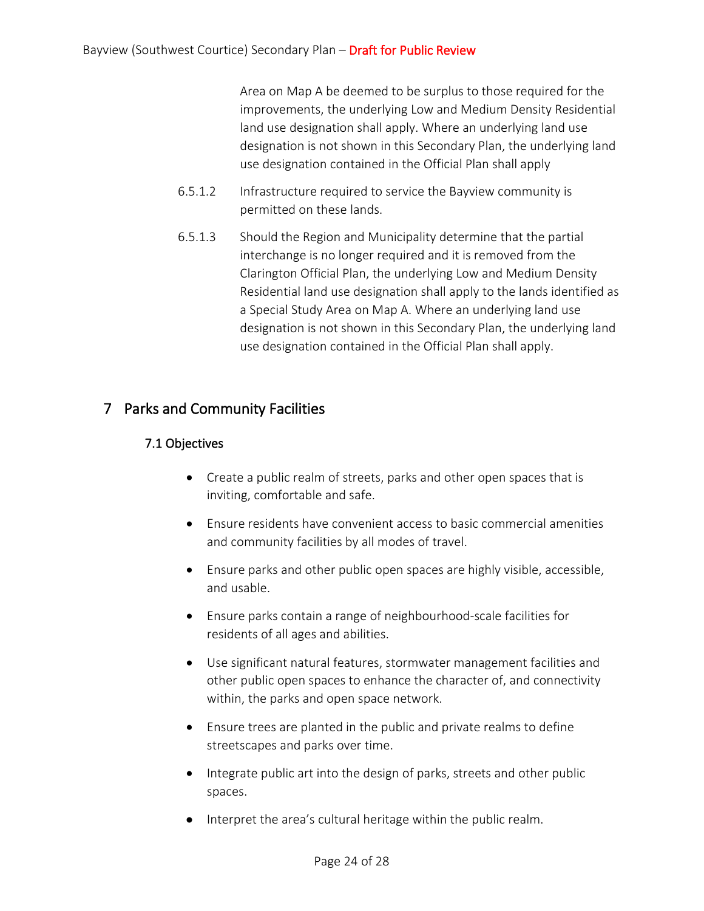Area on Map A be deemed to be surplus to those required for the improvements, the underlying Low and Medium Density Residential land use designation shall apply. Where an underlying land use designation is not shown in this Secondary Plan, the underlying land use designation contained in the Official Plan shall apply

6.5.1.2 Infrastructure required to service the Bayview community is permitted on these lands.

6.5.1.3 Should the Region and Municipality determine that the partial interchange is no longer required and it is removed from the Clarington Official Plan, the underlying Low and Medium Density Residential land use designation shall apply to the lands identified as a Special Study Area on Map A. Where an underlying land use designation is not shown in this Secondary Plan, the underlying land use designation contained in the Official Plan shall apply.

# 7 Parks and Community Facilities

## 7.1 Objectives

- Create a public realm of streets, parks and other open spaces that is inviting, comfortable and safe.
- Ensure residents have convenient access to basic commercial amenities and community facilities by all modes of travel.
- Ensure parks and other public open spaces are highly visible, accessible, and usable.
- Ensure parks contain a range of neighbourhood-scale facilities for residents of all ages and abilities.
- Use significant natural features, stormwater management facilities and other public open spaces to enhance the character of, and connectivity within, the parks and open space network.
- Ensure trees are planted in the public and private realms to define streetscapes and parks over time.
- Integrate public art into the design of parks, streets and other public spaces.
- Interpret the area's cultural heritage within the public realm.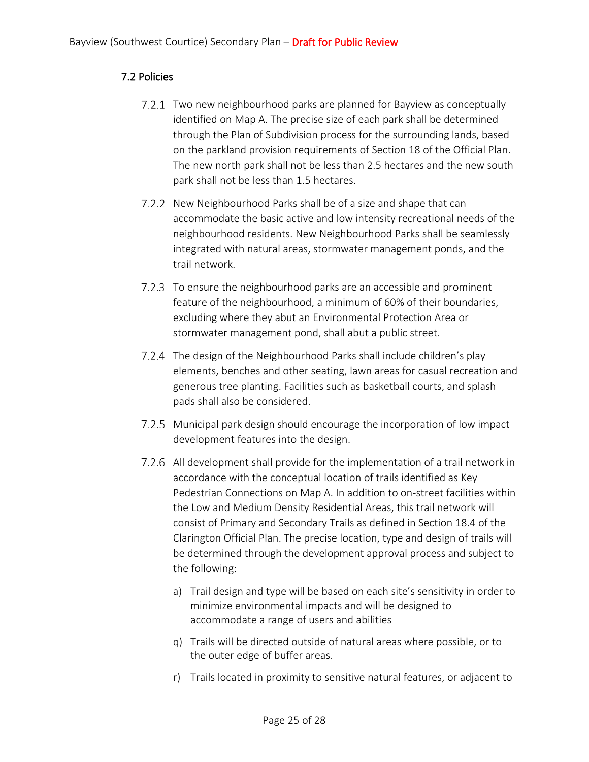## 7.2 Policies

7.2.1 Two new neighbourhood parks are planned for Bayview as conceptually identified on Map A. The precise size of each park shall be determined through the Plan of Subdivision process for the surrounding lands, based on the parkland provision requirements of Section 18 of the Official Plan. The new north park shall not be less than 2.5 hectares and the new south park shall not be less than 1.5 hectares.

7.2.2 New Neighbourhood Parks shall be of a size and shape that can accommodate the basic active and low intensity recreational needs of the neighbourhood residents. New Neighbourhood Parks shall be seamlessly integrated with natural areas, stormwater management ponds, and the trail network.

7.2.3 To ensure the neighbourhood parks are an accessible and prominent feature of the neighbourhood, a minimum of 60% of their boundaries, excluding where they abut an Environmental Protection Area or stormwater management pond, shall abut a public street.

7.2.4 The design of the Neighbourhood Parks shall include children's play elements, benches and other seating, lawn areas for casual recreation and generous tree planting. Facilities such as basketball courts, and splash pads shall also be considered.

7.2.5 Municipal park design should encourage the incorporation of low impact development features into the design.

7.2.6 All development shall provide for the implementation of a trail network in accordance with the conceptual location of trails identified as Key Pedestrian Connections on Map A. In addition to on-street facilities within the Low and Medium Density Residential Areas, this trail network will consist of Primary and Secondary Trails as defined in Section 18.4 of the Clarington Official Plan. The precise location, type and design of trails will be determined through the development approval process and subject to the following:

a) Trail design and type will be based on each site's sensitivity in order to minimize environmental impacts and will be designed to accommodate a range of users and abilities

q) Trails will be directed outside of natural areas where possible, or to the outer edge of buffer areas.

r) Trails located in proximity to sensitive natural features, or adjacent to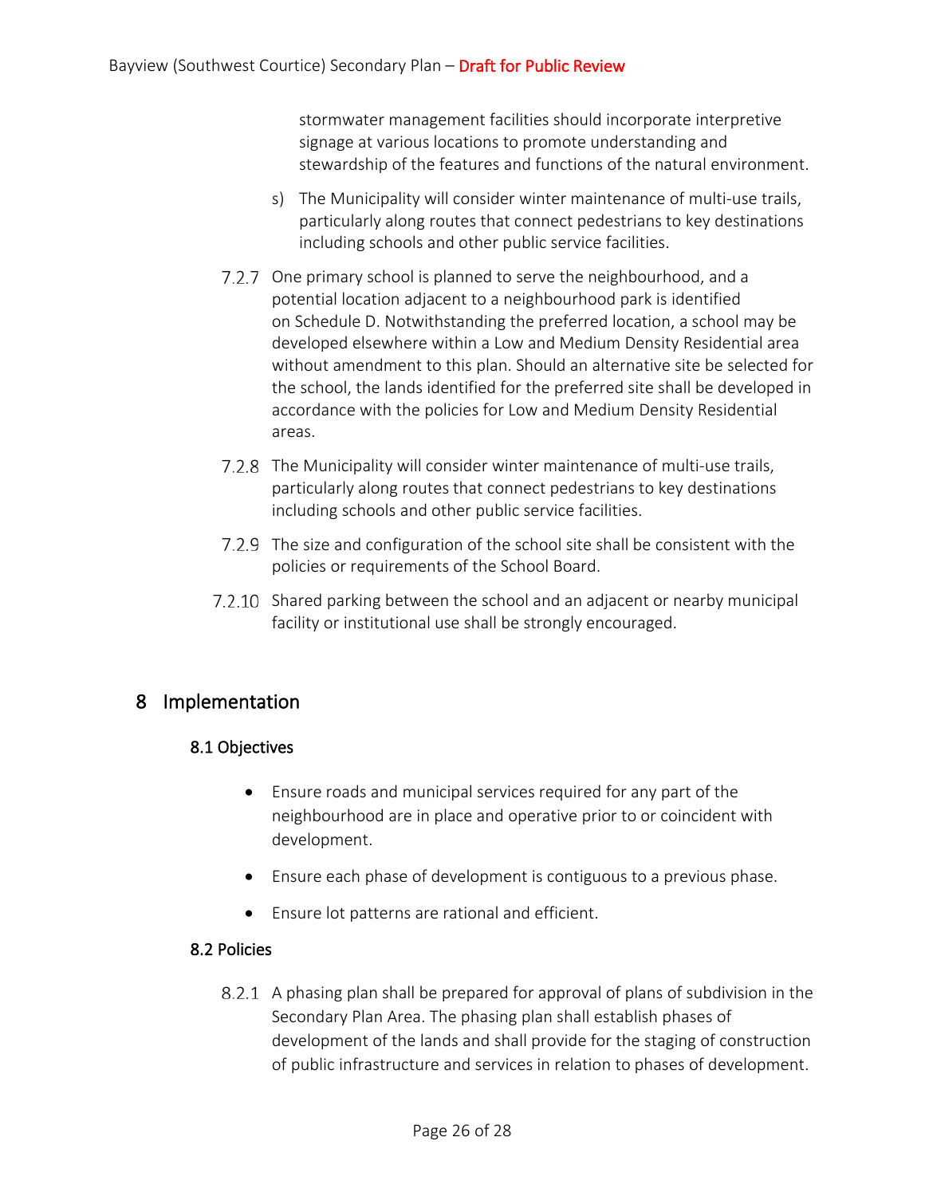stormwater management facilities should incorporate interpretive signage at various locations to promote understanding and stewardship of the features and functions of the natural environment.

s) The Municipality will consider winter maintenance of multi-use trails, particularly along routes that connect pedestrians to key destinations including schools and other public service facilities.

7.2.7 One primary school is planned to serve the neighbourhood, and a potential location adjacent to a neighbourhood park is identified on Schedule D. Notwithstanding the preferred location, a school may be developed elsewhere within a Low and Medium Density Residential area without amendment to this plan. Should an alternative site be selected for the school, the lands identified for the preferred site shall be developed in accordance with the policies for Low and Medium Density Residential areas.

7.2.8 The Municipality will consider winter maintenance of multi-use trails, particularly along routes that connect pedestrians to key destinations including schools and other public service facilities.

7.2.9 The size and configuration of the school site shall be consistent with the policies or requirements of the School Board.

7.2.10 Shared parking between the school and an adjacent or nearby municipal facility or institutional use shall be strongly encouraged.

# 8 Implementation

## 8.1 Objectives

- Ensure roads and municipal services required for any part of the neighbourhood are in place and operative prior to or coincident with development.
- Ensure each phase of development is contiguous to a previous phase.
- Ensure lot patterns are rational and efficient.

## 8.2 Policies

8.2.1 A phasing plan shall be prepared for approval of plans of subdivision in the Secondary Plan Area. The phasing plan shall establish phases of development of the lands and shall provide for the staging of construction of public infrastructure and services in relation to phases of development.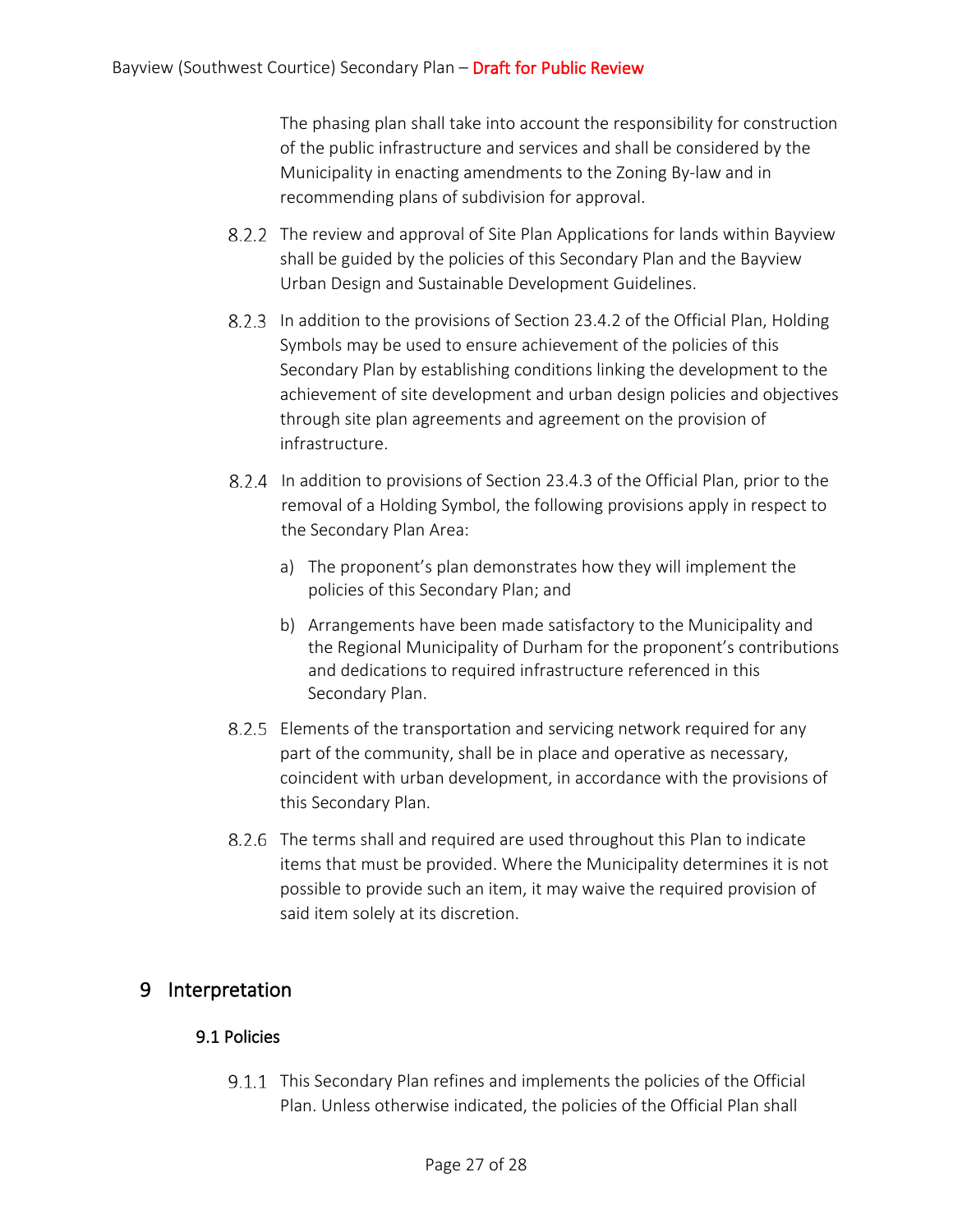The phasing plan shall take into account the responsibility for construction of the public infrastructure and services and shall be considered by the Municipality in enacting amendments to the Zoning By-law and in recommending plans of subdivision for approval.

8.2.2 The review and approval of Site Plan Applications for lands within Bayview shall be guided by the policies of this Secondary Plan and the Bayview Urban Design and Sustainable Development Guidelines.

8.2.3 In addition to the provisions of Section 23.4.2 of the Official Plan, Holding Symbols may be used to ensure achievement of the policies of this Secondary Plan by establishing conditions linking the development to the achievement of site development and urban design policies and objectives through site plan agreements and agreement on the provision of infrastructure.

8.2.4 In addition to provisions of Section 23.4.3 of the Official Plan, prior to the removal of a Holding Symbol, the following provisions apply in respect to the Secondary Plan Area:

a) The proponent's plan demonstrates how they will implement the policies of this Secondary Plan; and

b) Arrangements have been made satisfactory to the Municipality and the Regional Municipality of Durham for the proponent's contributions and dedications to required infrastructure referenced in this Secondary Plan.

8.2.5 Elements of the transportation and servicing network required for any part of the community, shall be in place and operative as necessary, coincident with urban development, in accordance with the provisions of this Secondary Plan.

8.2.6 The terms shall and required are used throughout this Plan to indicate items that must be provided. Where the Municipality determines it is not possible to provide such an item, it may waive the required provision of said item solely at its discretion.

# 9 Interpretation

## 9.1 Policies

9.1.1 This Secondary Plan refines and implements the policies of the Official Plan. Unless otherwise indicated, the policies of the Official Plan shall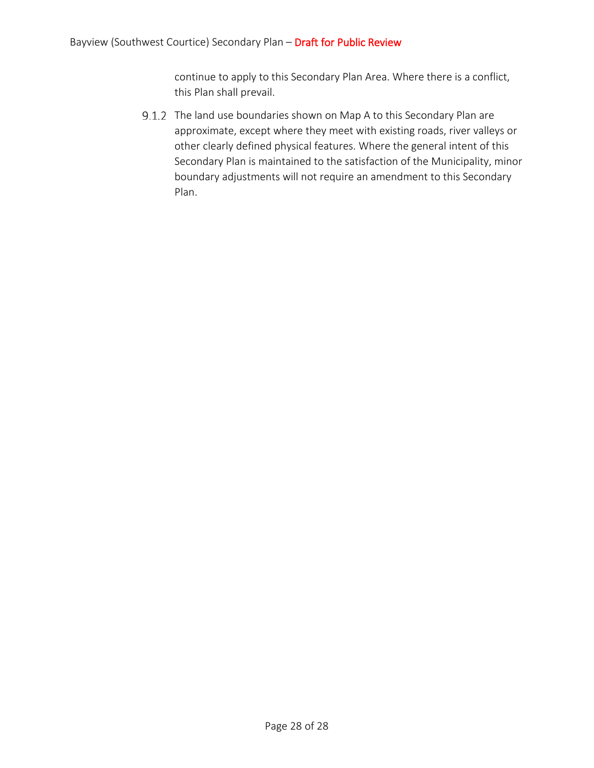continue to apply to this Secondary Plan Area. Where there is a conflict, this Plan shall prevail.

9.1.2 The land use boundaries shown on Map A to this Secondary Plan are approximate, except where they meet with existing roads, river valleys or other clearly defined physical features. Where the general intent of this Secondary Plan is maintained to the satisfaction of the Municipality, minor boundary adjustments will not require an amendment to this Secondary Plan.